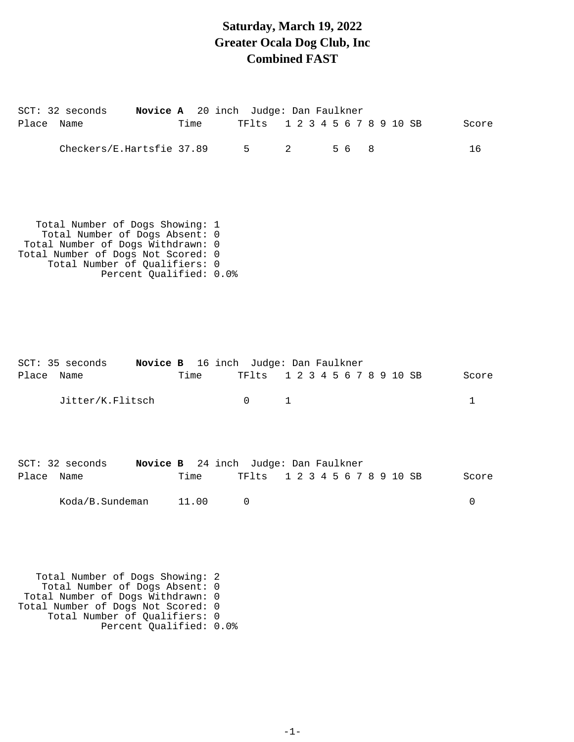# Saturday, March 19, 2022
# Greater Ocala Dog Club, Inc
# Combined FAST

SCT: 32 seconds **Novice A** 20 inch Judge: Dan Faulkner

| Place | Name | Time | TFlts | 1 | 2 | 3 | 4 | 5 | 6 | 7 | 8 | 9 | 10 | SB | Score |
|---|---|---|---|---|---|---|---|---|---|---|---|---|---|---|---|
| | Checkers/E.Hartsfie | 37.89 | 5 | 2 | | | | 5 | 6 | | 8 | | | | 16 |

```
   Total Number of Dogs Showing: 1
    Total Number of Dogs Absent: 0
 Total Number of Dogs Withdrawn: 0
Total Number of Dogs Not Scored: 0
     Total Number of Qualifiers: 0
             Percent Qualified: 0.0%
```

SCT: 35 seconds **Novice B** 16 inch Judge: Dan Faulkner

| Place | Name | Time | TFlts | 1 | 2 | 3 | 4 | 5 | 6 | 7 | 8 | 9 | 10 | SB | Score |
|---|---|---|---|---|---|---|---|---|---|---|---|---|---|---|---|
| | Jitter/K.Flitsch | | 0 | 1 | | | | | | | | | | | 1 |

SCT: 32 seconds **Novice B** 24 inch Judge: Dan Faulkner

| Place | Name | Time | TFlts | 1 | 2 | 3 | 4 | 5 | 6 | 7 | 8 | 9 | 10 | SB | Score |
|---|---|---|---|---|---|---|---|---|---|---|---|---|---|---|---|
| | Koda/B.Sundeman | 11.00 | 0 | | | | | | | | | | | | 0 |

```
   Total Number of Dogs Showing: 2
    Total Number of Dogs Absent: 0
 Total Number of Dogs Withdrawn: 0
Total Number of Dogs Not Scored: 0
     Total Number of Qualifiers: 0
             Percent Qualified: 0.0%
```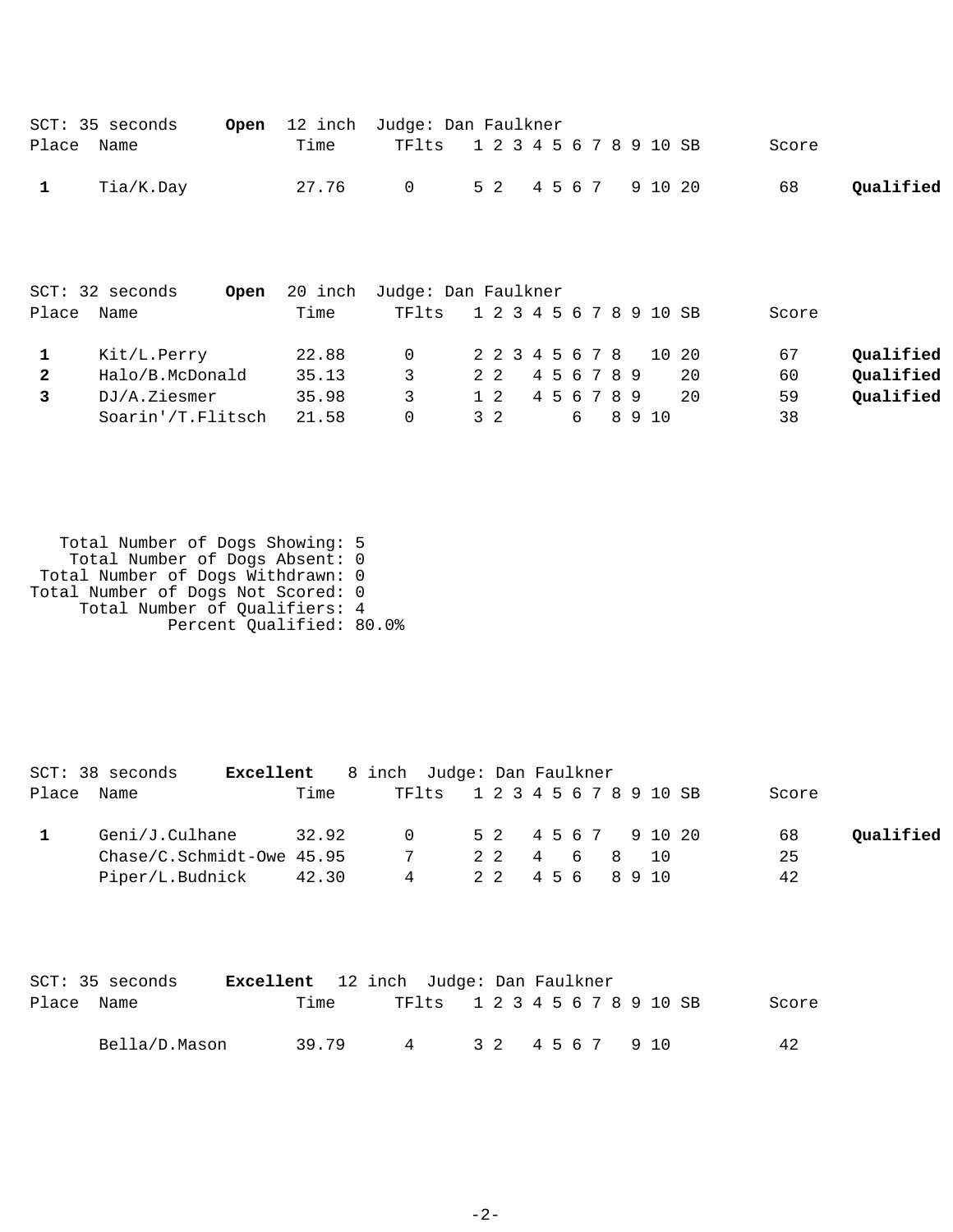SCT: 35 seconds **Open** 12 inch Judge: Dan Faulkner

| Place | Name | Time | TFlts | 1 | 2 | 3 | 4 | 5 | 6 | 7 | 8 | 9 | 10 | SB | Score | |
|---|---|---|---|---|---|---|---|---|---|---|---|---|---|---|---|---|
| **1** | Tia/K.Day | 27.76 | 0 | 5 | 2 | | 4 | 5 | 6 | 7 | | 9 | 10 | 20 | 68 | **Qualified** |

SCT: 32 seconds **Open** 20 inch Judge: Dan Faulkner

| Place | Name | Time | TFlts | 1 | 2 | 3 | 4 | 5 | 6 | 7 | 8 | 9 | 10 | SB | Score | |
|---|---|---|---|---|---|---|---|---|---|---|---|---|---|---|---|---|
| **1** | Kit/L.Perry | 22.88 | 0 | 2 | 2 | 3 | 4 | 5 | 6 | 7 | 8 | | 10 | 20 | 67 | **Qualified** |
| **2** | Halo/B.McDonald | 35.13 | 3 | 2 | 2 | | 4 | 5 | 6 | 7 | 8 | 9 | | 20 | 60 | **Qualified** |
| **3** | DJ/A.Ziesmer | 35.98 | 3 | 1 | 2 | | 4 | 5 | 6 | 7 | 8 | 9 | | 20 | 59 | **Qualified** |
| | Soarin'/T.Flitsch | 21.58 | 0 | 3 | 2 | | | | 6 | | 8 | 9 | 10 | | 38 | |

Total Number of Dogs Showing: 5
Total Number of Dogs Absent: 0
Total Number of Dogs Withdrawn: 0
Total Number of Dogs Not Scored: 0
Total Number of Qualifiers: 4
Percent Qualified: 80.0%

SCT: 38 seconds **Excellent** 8 inch Judge: Dan Faulkner

| Place | Name | Time | TFlts | 1 | 2 | 3 | 4 | 5 | 6 | 7 | 8 | 9 | 10 | SB | Score | |
|---|---|---|---|---|---|---|---|---|---|---|---|---|---|---|---|---|
| **1** | Geni/J.Culhane | 32.92 | 0 | 5 | 2 | | 4 | 5 | 6 | 7 | | 9 | 10 | 20 | 68 | **Qualified** |
| | Chase/C.Schmidt-Owe | 45.95 | 7 | 2 | 2 | | 4 | | 6 | | 8 | | 10 | | 25 | |
| | Piper/L.Budnick | 42.30 | 4 | 2 | 2 | | 4 | 5 | 6 | | 8 | 9 | 10 | | 42 | |

SCT: 35 seconds **Excellent** 12 inch Judge: Dan Faulkner

| Place | Name | Time | TFlts | 1 | 2 | 3 | 4 | 5 | 6 | 7 | 8 | 9 | 10 | SB | Score | |
|---|---|---|---|---|---|---|---|---|---|---|---|---|---|---|---|---|
| | Bella/D.Mason | 39.79 | 4 | 3 | 2 | | 4 | 5 | 6 | 7 | | 9 | 10 | | 42 | |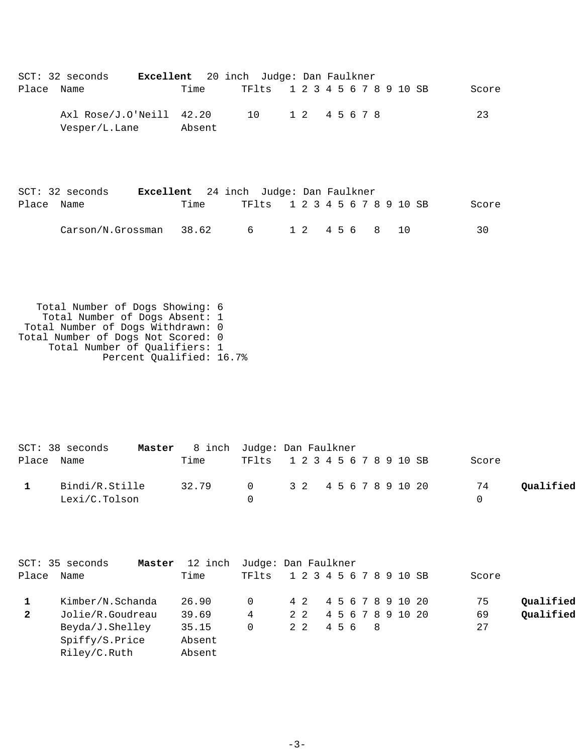SCT: 32 seconds **Excellent** 20 inch Judge: Dan Faulkner

| Place | Name | Time | TFlts | 1 | 2 | 3 | 4 | 5 | 6 | 7 | 8 | 9 | 10 | SB | Score | |
|---|---|---|---|---|---|---|---|---|---|---|---|---|---|---|---|---|
| | Axl Rose/J.O'Neill | 42.20 | 10 | 1 | 2 | | 4 | 5 | 6 | 7 | 8 | | | | 23 | |
| | Vesper/L.Lane | Absent | | | | | | | | | | | | | | |

SCT: 32 seconds **Excellent** 24 inch Judge: Dan Faulkner

| Place | Name | Time | TFlts | 1 | 2 | 3 | 4 | 5 | 6 | 7 | 8 | 9 | 10 | SB | Score | |
|---|---|---|---|---|---|---|---|---|---|---|---|---|---|---|---|---|
| | Carson/N.Grossman | 38.62 | 6 | 1 | 2 | | 4 | 5 | 6 | | 8 | | 10 | | 30 | |

Total Number of Dogs Showing: 6
Total Number of Dogs Absent: 1
Total Number of Dogs Withdrawn: 0
Total Number of Dogs Not Scored: 0
Total Number of Qualifiers: 1
Percent Qualified: 16.7%

SCT: 38 seconds **Master** 8 inch Judge: Dan Faulkner

| Place | Name | Time | TFlts | 1 | 2 | 3 | 4 | 5 | 6 | 7 | 8 | 9 | 10 | SB | Score | |
|---|---|---|---|---|---|---|---|---|---|---|---|---|---|---|---|---|
| **1** | Bindi/R.Stille | 32.79 | 0 | 3 | 2 | | 4 | 5 | 6 | 7 | 8 | 9 | 10 | 20 | 74 | **Qualified** |
| | Lexi/C.Tolson | | 0 | | | | | | | | | | | | 0 | |

SCT: 35 seconds **Master** 12 inch Judge: Dan Faulkner

| Place | Name | Time | TFlts | 1 | 2 | 3 | 4 | 5 | 6 | 7 | 8 | 9 | 10 | SB | Score | |
|---|---|---|---|---|---|---|---|---|---|---|---|---|---|---|---|---|
| **1** | Kimber/N.Schanda | 26.90 | 0 | 4 | 2 | | 4 | 5 | 6 | 7 | 8 | 9 | 10 | 20 | 75 | **Qualified** |
| **2** | Jolie/R.Goudreau | 39.69 | 4 | 2 | 2 | | 4 | 5 | 6 | 7 | 8 | 9 | 10 | 20 | 69 | **Qualified** |
| | Beyda/J.Shelley | 35.15 | 0 | 2 | 2 | | 4 | 5 | 6 | | 8 | | | | 27 | |
| | Spiffy/S.Price | Absent | | | | | | | | | | | | | | |
| | Riley/C.Ruth | Absent | | | | | | | | | | | | | | |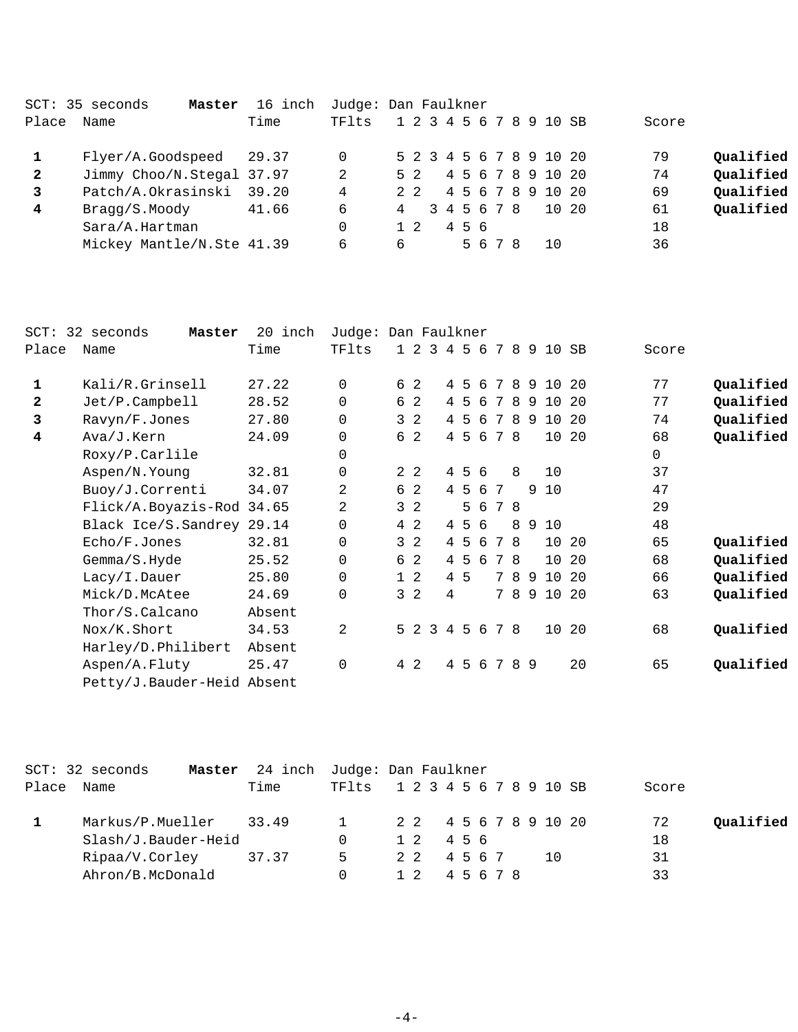SCT: 35 seconds **Master** 16 inch Judge: Dan Faulkner

| Place | Name | Time | TFlts | 1 | 2 | 3 | 4 | 5 | 6 | 7 | 8 | 9 | 10 | SB | Score | |
|---|---|---|---|---|---|---|---|---|---|---|---|---|---|---|---|---|
| **1** | Flyer/A.Goodspeed | 29.37 | 0 | 5 | 2 | 3 | 4 | 5 | 6 | 7 | 8 | 9 | 10 | 20 | 79 | **Qualified** |
| **2** | Jimmy Choo/N.Stegal | 37.97 | 2 | 5 | 2 | | 4 | 5 | 6 | 7 | 8 | 9 | 10 | 20 | 74 | **Qualified** |
| **3** | Patch/A.Okrasinski | 39.20 | 4 | 2 | 2 | | 4 | 5 | 6 | 7 | 8 | 9 | 10 | 20 | 69 | **Qualified** |
| **4** | Bragg/S.Moody | 41.66 | 6 | 4 | | 3 | 4 | 5 | 6 | 7 | 8 | | 10 | 20 | 61 | **Qualified** |
| | Sara/A.Hartman | | 0 | 1 | 2 | | 4 | 5 | 6 | | | | | | 18 | |
| | Mickey Mantle/N.Ste | 41.39 | 6 | 6 | | | | 5 | 6 | 7 | 8 | | 10 | | 36 | |

SCT: 32 seconds **Master** 20 inch Judge: Dan Faulkner

| Place | Name | Time | TFlts | 1 | 2 | 3 | 4 | 5 | 6 | 7 | 8 | 9 | 10 | SB | Score | |
|---|---|---|---|---|---|---|---|---|---|---|---|---|---|---|---|---|
| **1** | Kali/R.Grinsell | 27.22 | 0 | 6 | 2 | | 4 | 5 | 6 | 7 | 8 | 9 | 10 | 20 | 77 | **Qualified** |
| **2** | Jet/P.Campbell | 28.52 | 0 | 6 | 2 | | 4 | 5 | 6 | 7 | 8 | 9 | 10 | 20 | 77 | **Qualified** |
| **3** | Ravyn/F.Jones | 27.80 | 0 | 3 | 2 | | 4 | 5 | 6 | 7 | 8 | 9 | 10 | 20 | 74 | **Qualified** |
| **4** | Ava/J.Kern | 24.09 | 0 | 6 | 2 | | 4 | 5 | 6 | 7 | 8 | | 10 | 20 | 68 | **Qualified** |
| | Roxy/P.Carlile | | 0 | | | | | | | | | | | | 0 | |
| | Aspen/N.Young | 32.81 | 0 | 2 | 2 | | 4 | 5 | 6 | | 8 | | 10 | | 37 | |
| | Buoy/J.Correnti | 34.07 | 2 | 6 | 2 | | 4 | 5 | 6 | 7 | | 9 | 10 | | 47 | |
| | Flick/A.Boyazis-Rod | 34.65 | 2 | 3 | 2 | | | 5 | 6 | 7 | 8 | | | | 29 | |
| | Black Ice/S.Sandrey | 29.14 | 0 | 4 | 2 | | 4 | 5 | 6 | | 8 | 9 | 10 | | 48 | |
| | Echo/F.Jones | 32.81 | 0 | 3 | 2 | | 4 | 5 | 6 | 7 | 8 | | 10 | 20 | 65 | **Qualified** |
| | Gemma/S.Hyde | 25.52 | 0 | 6 | 2 | | 4 | 5 | 6 | 7 | 8 | | 10 | 20 | 68 | **Qualified** |
| | Lacy/I.Dauer | 25.80 | 0 | 1 | 2 | | 4 | 5 | | 7 | 8 | 9 | 10 | 20 | 66 | **Qualified** |
| | Mick/D.McAtee | 24.69 | 0 | 3 | 2 | | 4 | | | 7 | 8 | 9 | 10 | 20 | 63 | **Qualified** |
| | Thor/S.Calcano | Absent | | | | | | | | | | | | | | |
| | Nox/K.Short | 34.53 | 2 | 5 | 2 | 3 | 4 | 5 | 6 | 7 | 8 | | 10 | 20 | 68 | **Qualified** |
| | Harley/D.Philibert | Absent | | | | | | | | | | | | | | |
| | Aspen/A.Fluty | 25.47 | 0 | 4 | 2 | | 4 | 5 | 6 | 7 | 8 | 9 | | 20 | 65 | **Qualified** |
| | Petty/J.Bauder-Heid | Absent | | | | | | | | | | | | | | |

SCT: 32 seconds **Master** 24 inch Judge: Dan Faulkner

| Place | Name | Time | TFlts | 1 | 2 | 3 | 4 | 5 | 6 | 7 | 8 | 9 | 10 | SB | Score | |
|---|---|---|---|---|---|---|---|---|---|---|---|---|---|---|---|---|
| **1** | Markus/P.Mueller | 33.49 | 1 | 2 | 2 | | 4 | 5 | 6 | 7 | 8 | 9 | 10 | 20 | 72 | **Qualified** |
| | Slash/J.Bauder-Heid | | 0 | 1 | 2 | | 4 | 5 | 6 | | | | | | 18 | |
| | Ripaa/V.Corley | 37.37 | 5 | 2 | 2 | | 4 | 5 | 6 | 7 | | | 10 | | 31 | |
| | Ahron/B.McDonald | | 0 | 1 | 2 | | 4 | 5 | 6 | 7 | 8 | | | | 33 | |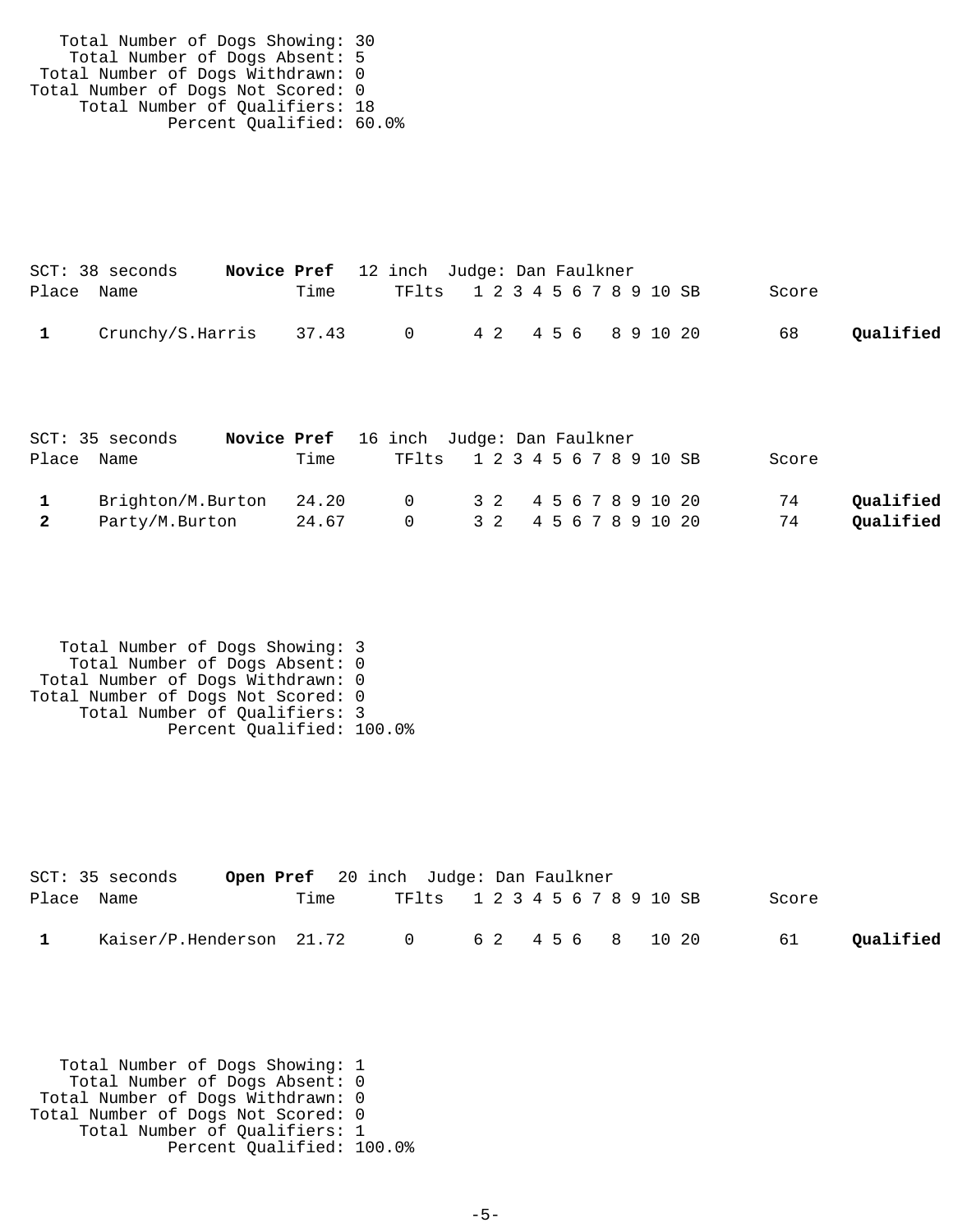Total Number of Dogs Showing: 30
Total Number of Dogs Absent: 5
Total Number of Dogs Withdrawn: 0
Total Number of Dogs Not Scored: 0
Total Number of Qualifiers: 18
Percent Qualified: 60.0%

SCT: 38 seconds **Novice Pref** 12 inch Judge: Dan Faulkner

| Place | Name | Time | TFlts | 1 | 2 | 3 | 4 | 5 | 6 | 7 | 8 | 9 | 10 | SB | Score | |
|---|---|---|---|---|---|---|---|---|---|---|---|---|---|---|---|---|
| **1** | Crunchy/S.Harris | 37.43 | 0 | 4 | 2 | | 4 | 5 | 6 | | 8 | 9 | 10 | 20 | 68 | **Qualified** |

SCT: 35 seconds **Novice Pref** 16 inch Judge: Dan Faulkner

| Place | Name | Time | TFlts | 1 | 2 | 3 | 4 | 5 | 6 | 7 | 8 | 9 | 10 | SB | Score | |
|---|---|---|---|---|---|---|---|---|---|---|---|---|---|---|---|---|
| **1** | Brighton/M.Burton | 24.20 | 0 | 3 | 2 | | 4 | 5 | 6 | 7 | 8 | 9 | 10 | 20 | 74 | **Qualified** |
| **2** | Party/M.Burton | 24.67 | 0 | 3 | 2 | | 4 | 5 | 6 | 7 | 8 | 9 | 10 | 20 | 74 | **Qualified** |

Total Number of Dogs Showing: 3
Total Number of Dogs Absent: 0
Total Number of Dogs Withdrawn: 0
Total Number of Dogs Not Scored: 0
Total Number of Qualifiers: 3
Percent Qualified: 100.0%

SCT: 35 seconds **Open Pref** 20 inch Judge: Dan Faulkner

| Place | Name | Time | TFlts | 1 | 2 | 3 | 4 | 5 | 6 | 7 | 8 | 9 | 10 | SB | Score | |
|---|---|---|---|---|---|---|---|---|---|---|---|---|---|---|---|---|
| **1** | Kaiser/P.Henderson | 21.72 | 0 | 6 | 2 | | 4 | 5 | 6 | | 8 | | 10 | 20 | 61 | **Qualified** |

Total Number of Dogs Showing: 1
Total Number of Dogs Absent: 0
Total Number of Dogs Withdrawn: 0
Total Number of Dogs Not Scored: 0
Total Number of Qualifiers: 1
Percent Qualified: 100.0%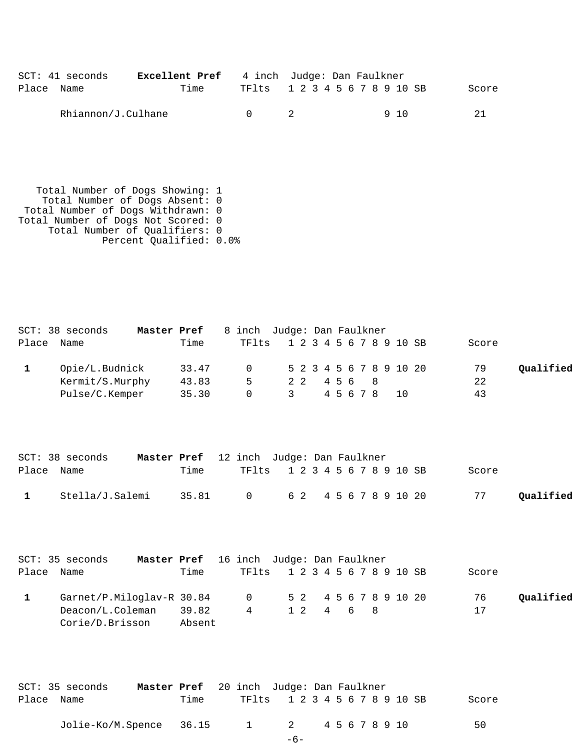SCT: 41 seconds **Excellent Pref** 4 inch Judge: Dan Faulkner

| Place | Name | Time | TFlts | 1 | 2 | 3 | 4 | 5 | 6 | 7 | 8 | 9 | 10 | SB | Score | |
|---|---|---|---|---|---|---|---|---|---|---|---|---|---|---|---|---|
| | Rhiannon/J.Culhane | | 0 | 2 | | | | | | | | 9 | 10 | | 21 | |

Total Number of Dogs Showing: 1
Total Number of Dogs Absent: 0
Total Number of Dogs Withdrawn: 0
Total Number of Dogs Not Scored: 0
Total Number of Qualifiers: 0
Percent Qualified: 0.0%

SCT: 38 seconds **Master Pref** 8 inch Judge: Dan Faulkner

| Place | Name | Time | TFlts | 1 | 2 | 3 | 4 | 5 | 6 | 7 | 8 | 9 | 10 | SB | Score | |
|---|---|---|---|---|---|---|---|---|---|---|---|---|---|---|---|---|
| 1 | Opie/L.Budnick | 33.47 | 0 | 5 | 2 | 3 | 4 | 5 | 6 | 7 | 8 | 9 | 10 | 20 | 79 | **Qualified** |
| | Kermit/S.Murphy | 43.83 | 5 | 2 | 2 | | 4 | 5 | 6 | | 8 | | | | 22 | |
| | Pulse/C.Kemper | 35.30 | 0 | 3 | | | 4 | 5 | 6 | 7 | 8 | | 10 | | 43 | |

SCT: 38 seconds **Master Pref** 12 inch Judge: Dan Faulkner

| Place | Name | Time | TFlts | 1 | 2 | 3 | 4 | 5 | 6 | 7 | 8 | 9 | 10 | SB | Score | |
|---|---|---|---|---|---|---|---|---|---|---|---|---|---|---|---|---|
| 1 | Stella/J.Salemi | 35.81 | 0 | 6 | 2 | | 4 | 5 | 6 | 7 | 8 | 9 | 10 | 20 | 77 | **Qualified** |

SCT: 35 seconds **Master Pref** 16 inch Judge: Dan Faulkner

| Place | Name | Time | TFlts | 1 | 2 | 3 | 4 | 5 | 6 | 7 | 8 | 9 | 10 | SB | Score | |
|---|---|---|---|---|---|---|---|---|---|---|---|---|---|---|---|---|
| 1 | Garnet/P.Miloglav-R | 30.84 | 0 | 5 | 2 | | 4 | 5 | 6 | 7 | 8 | 9 | 10 | 20 | 76 | **Qualified** |
| | Deacon/L.Coleman | 39.82 | 4 | 1 | 2 | | 4 | | 6 | | 8 | | | | 17 | |
| | Corie/D.Brisson | Absent | | | | | | | | | | | | | | |

SCT: 35 seconds **Master Pref** 20 inch Judge: Dan Faulkner

| Place | Name | Time | TFlts | 1 | 2 | 3 | 4 | 5 | 6 | 7 | 8 | 9 | 10 | SB | Score | |
|---|---|---|---|---|---|---|---|---|---|---|---|---|---|---|---|---|
| | Jolie-Ko/M.Spence | 36.15 | 1 | 2 | | | 4 | 5 | 6 | 7 | 8 | 9 | 10 | | 50 | |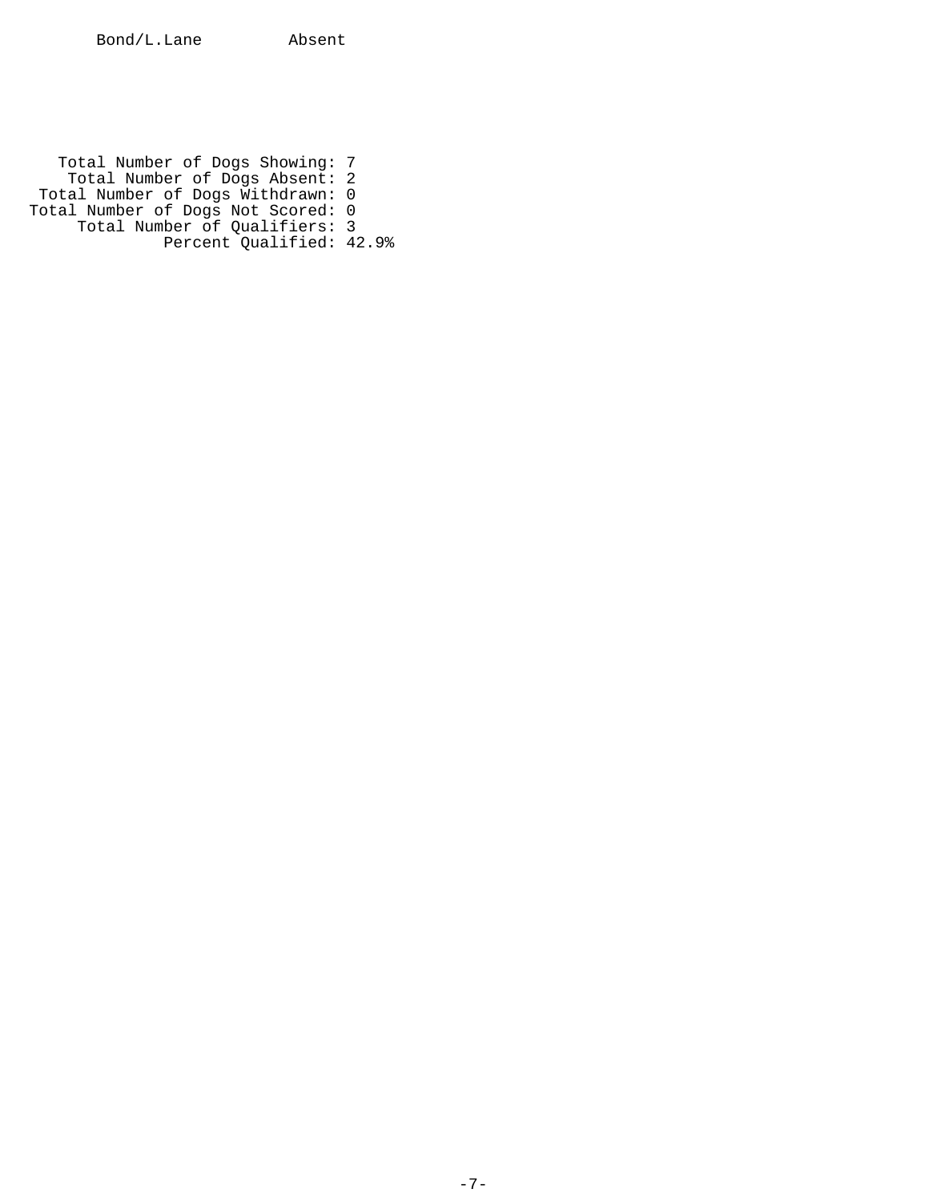Bond/L.Lane Absent

Total Number of Dogs Showing: 7
Total Number of Dogs Absent: 2
Total Number of Dogs Withdrawn: 0
Total Number of Dogs Not Scored: 0
Total Number of Qualifiers: 3
Percent Qualified: 42.9%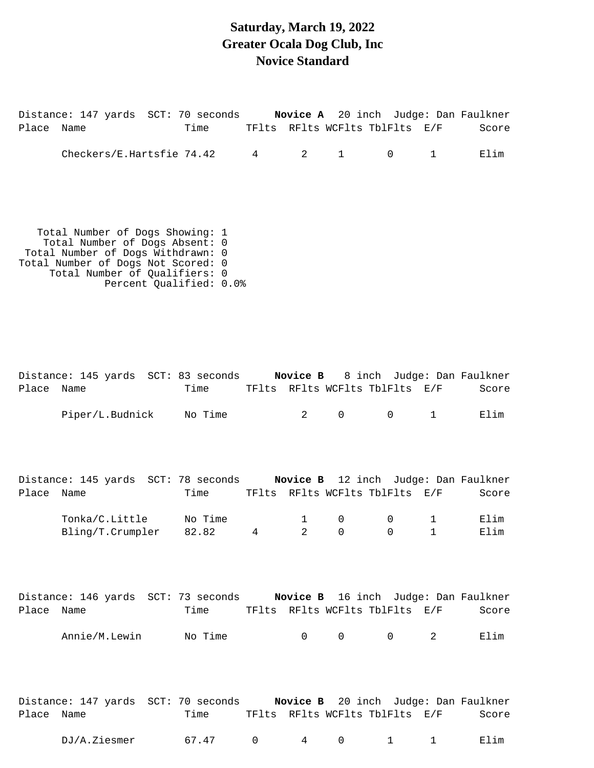# Saturday, March 19, 2022
# Greater Ocala Dog Club, Inc
# Novice Standard

Distance: 147 yards  SCT: 70 seconds  **Novice A**  20 inch  Judge: Dan Faulkner

| Place | Name | Time | TFlts | RFlts | WCFlts | TblFlts | E/F | Score |
|---|---|---|---|---|---|---|---|---|
| | Checkers/E.Hartsfie | 74.42 | 4 | 2 | 1 | 0 | 1 | Elim |

Total Number of Dogs Showing: 1
Total Number of Dogs Absent: 0
Total Number of Dogs Withdrawn: 0
Total Number of Dogs Not Scored: 0
Total Number of Qualifiers: 0
Percent Qualified: 0.0%

Distance: 145 yards  SCT: 83 seconds  **Novice B**  8 inch  Judge: Dan Faulkner

| Place | Name | Time | TFlts | RFlts | WCFlts | TblFlts | E/F | Score |
|---|---|---|---|---|---|---|---|---|
| | Piper/L.Budnick | No Time | | 2 | 0 | 0 | 1 | Elim |

Distance: 145 yards  SCT: 78 seconds  **Novice B**  12 inch  Judge: Dan Faulkner

| Place | Name | Time | TFlts | RFlts | WCFlts | TblFlts | E/F | Score |
|---|---|---|---|---|---|---|---|---|
| | Tonka/C.Little | No Time | | 1 | 0 | 0 | 1 | Elim |
| | Bling/T.Crumpler | 82.82 | 4 | 2 | 0 | 0 | 1 | Elim |

Distance: 146 yards  SCT: 73 seconds  **Novice B**  16 inch  Judge: Dan Faulkner

| Place | Name | Time | TFlts | RFlts | WCFlts | TblFlts | E/F | Score |
|---|---|---|---|---|---|---|---|---|
| | Annie/M.Lewin | No Time | | 0 | 0 | 0 | 2 | Elim |

Distance: 147 yards  SCT: 70 seconds  **Novice B**  20 inch  Judge: Dan Faulkner

| Place | Name | Time | TFlts | RFlts | WCFlts | TblFlts | E/F | Score |
|---|---|---|---|---|---|---|---|---|
| | DJ/A.Ziesmer | 67.47 | 0 | 4 | 0 | 1 | 1 | Elim |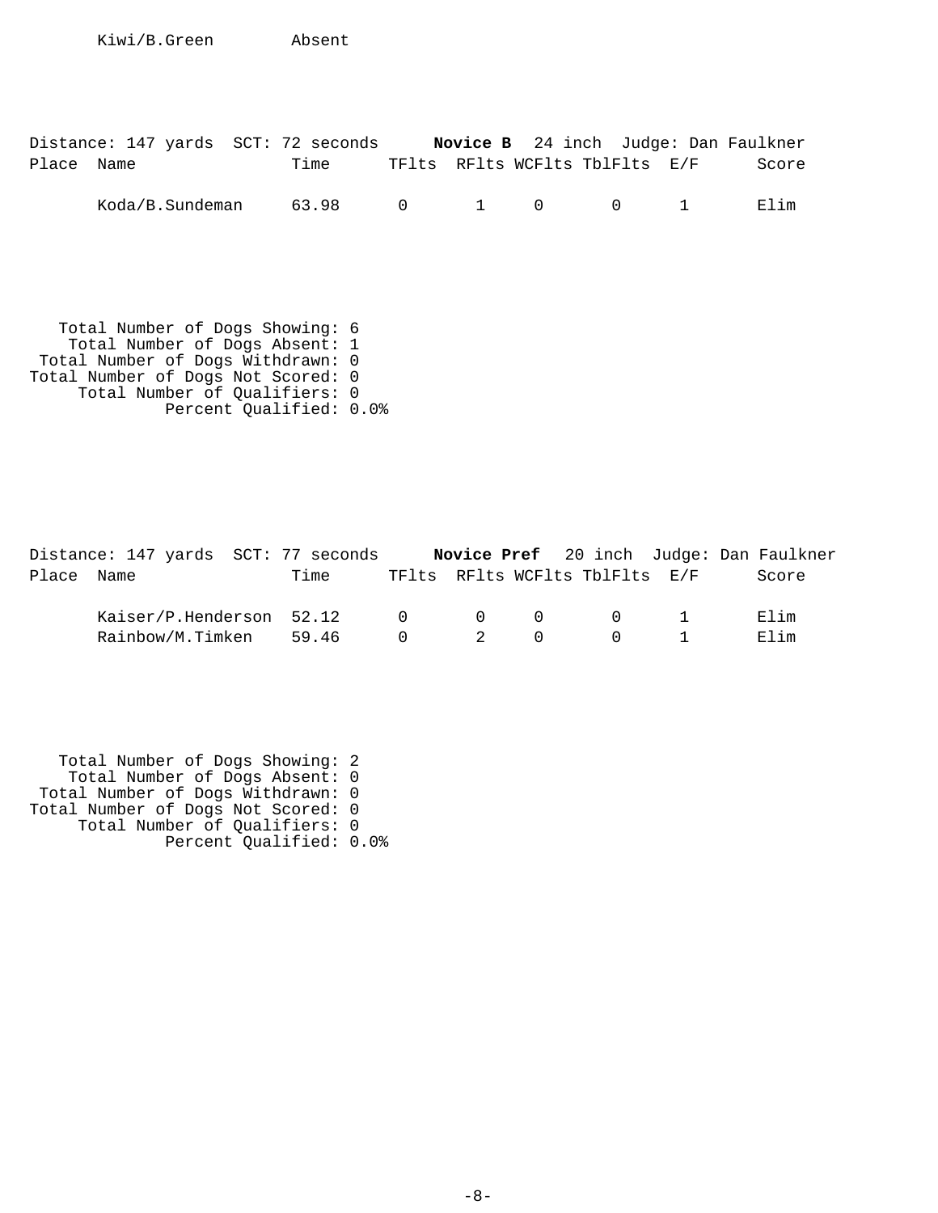| Place | Name | Time | TFlts | RFlts | WCFlts | TblFlts | E/F | Score |
|---|---|---|---|---|---|---|---|---|
| | Kiwi/B.Green | Absent | | | | | | |

Distance: 147 yards  SCT: 72 seconds  **Novice B**  24 inch  Judge: Dan Faulkner

| Place | Name | Time | TFlts | RFlts | WCFlts | TblFlts | E/F | Score |
|---|---|---|---|---|---|---|---|---|
| | Koda/B.Sundeman | 63.98 | 0 | 1 | 0 | 0 | 1 | Elim |

Total Number of Dogs Showing: 6
Total Number of Dogs Absent: 1
Total Number of Dogs Withdrawn: 0
Total Number of Dogs Not Scored: 0
Total Number of Qualifiers: 0
Percent Qualified: 0.0%

Distance: 147 yards  SCT: 77 seconds  **Novice Pref**  20 inch  Judge: Dan Faulkner

| Place | Name | Time | TFlts | RFlts | WCFlts | TblFlts | E/F | Score |
|---|---|---|---|---|---|---|---|---|
| | Kaiser/P.Henderson | 52.12 | 0 | 0 | 0 | 0 | 1 | Elim |
| | Rainbow/M.Timken | 59.46 | 0 | 2 | 0 | 0 | 1 | Elim |

Total Number of Dogs Showing: 2
Total Number of Dogs Absent: 0
Total Number of Dogs Withdrawn: 0
Total Number of Dogs Not Scored: 0
Total Number of Qualifiers: 0
Percent Qualified: 0.0%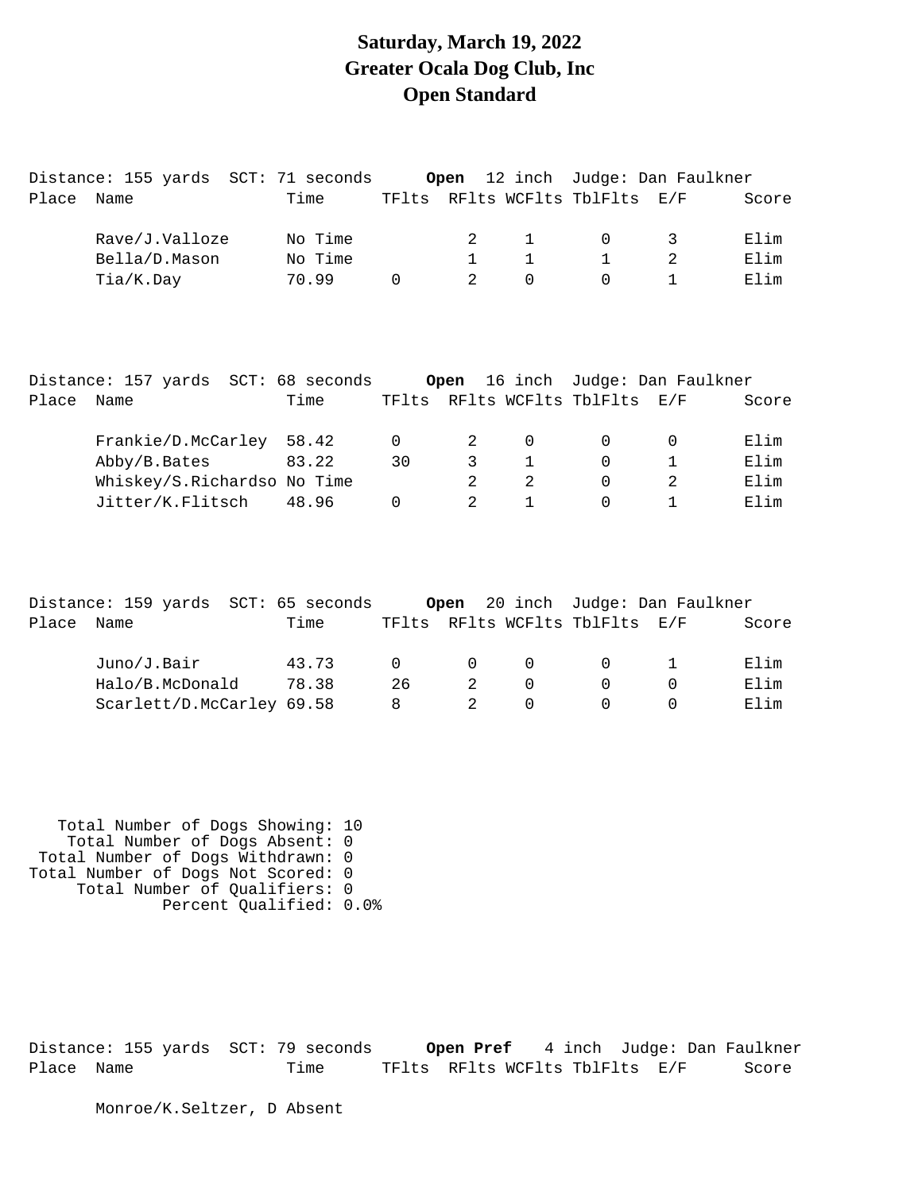# Saturday, March 19, 2022
# Greater Ocala Dog Club, Inc
# Open Standard

Distance: 155 yards SCT: 71 seconds **Open** 12 inch Judge: Dan Faulkner

| Place | Name | Time | TFlts | RFlts | WCFlts | TblFlts | E/F | Score |
|---|---|---|---|---|---|---|---|---|
| | Rave/J.Valloze | No Time | | 2 | 1 | 0 | 3 | Elim |
| | Bella/D.Mason | No Time | | 1 | 1 | 1 | 2 | Elim |
| | Tia/K.Day | 70.99 | 0 | 2 | 0 | 0 | 1 | Elim |

Distance: 157 yards SCT: 68 seconds **Open** 16 inch Judge: Dan Faulkner

| Place | Name | Time | TFlts | RFlts | WCFlts | TblFlts | E/F | Score |
|---|---|---|---|---|---|---|---|---|
| | Frankie/D.McCarley | 58.42 | 0 | 2 | 0 | 0 | 0 | Elim |
| | Abby/B.Bates | 83.22 | 30 | 3 | 1 | 0 | 1 | Elim |
| | Whiskey/S.Richardso | No Time | | 2 | 2 | 0 | 2 | Elim |
| | Jitter/K.Flitsch | 48.96 | 0 | 2 | 1 | 0 | 1 | Elim |

Distance: 159 yards SCT: 65 seconds **Open** 20 inch Judge: Dan Faulkner

| Place | Name | Time | TFlts | RFlts | WCFlts | TblFlts | E/F | Score |
|---|---|---|---|---|---|---|---|---|
| | Juno/J.Bair | 43.73 | 0 | 0 | 0 | 0 | 1 | Elim |
| | Halo/B.McDonald | 78.38 | 26 | 2 | 0 | 0 | 0 | Elim |
| | Scarlett/D.McCarley | 69.58 | 8 | 2 | 0 | 0 | 0 | Elim |

Total Number of Dogs Showing: 10
Total Number of Dogs Absent: 0
Total Number of Dogs Withdrawn: 0
Total Number of Dogs Not Scored: 0
Total Number of Qualifiers: 0
Percent Qualified: 0.0%

Distance: 155 yards SCT: 79 seconds **Open Pref** 4 inch Judge: Dan Faulkner

| Place | Name | Time | TFlts | RFlts | WCFlts | TblFlts | E/F | Score |
|---|---|---|---|---|---|---|---|---|
| | Monroe/K.Seltzer, D Absent | | | | | | | |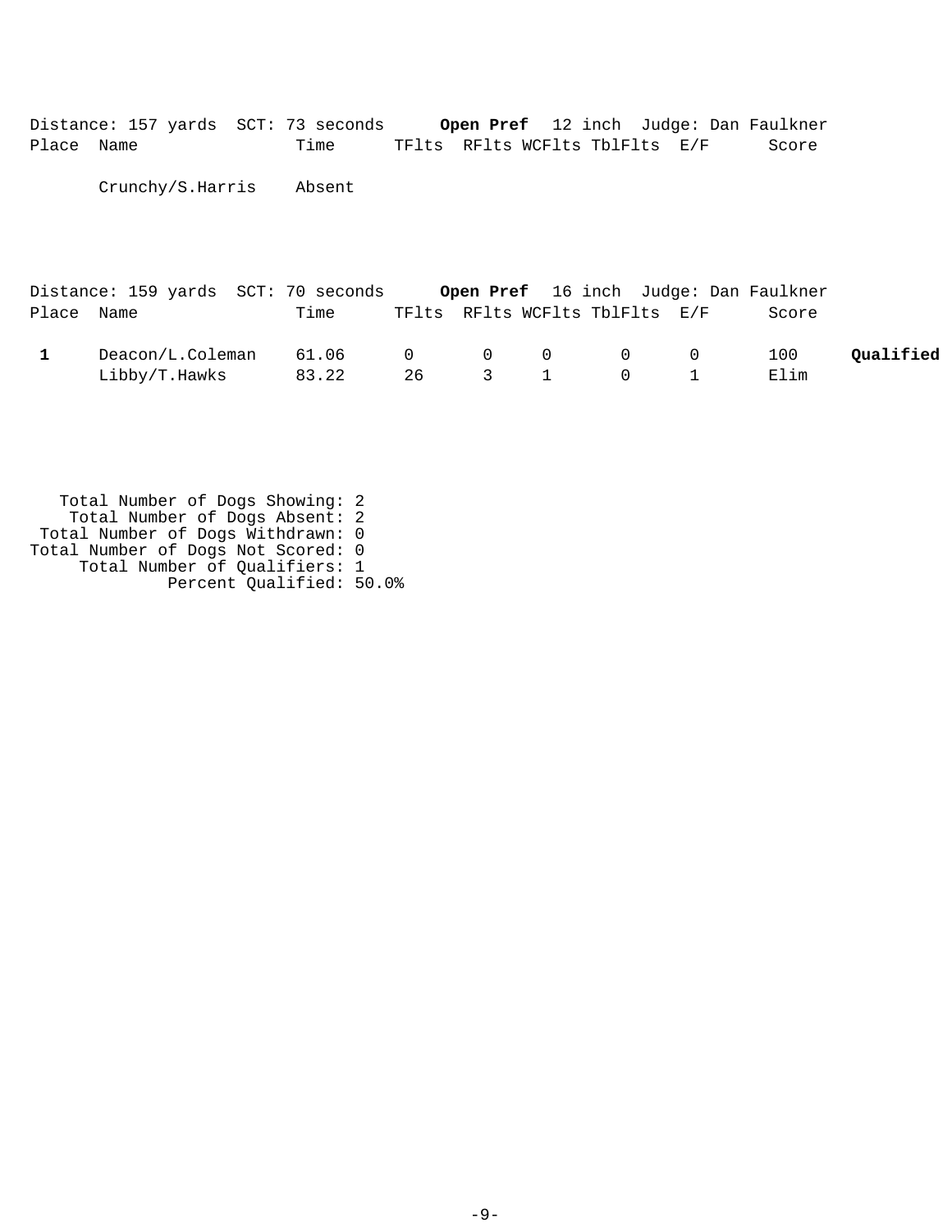Distance: 157 yards  SCT: 73 seconds  **Open Pref**  12 inch  Judge: Dan Faulkner

| Place | Name | Time | TFlts | RFlts | WCFlts | TblFlts | E/F | Score | |
|---|---|---|---|---|---|---|---|---|---|
| | Crunchy/S.Harris | Absent | | | | | | | |

Distance: 159 yards  SCT: 70 seconds  **Open Pref**  16 inch  Judge: Dan Faulkner

| Place | Name | Time | TFlts | RFlts | WCFlts | TblFlts | E/F | Score | |
|---|---|---|---|---|---|---|---|---|---|
| **1** | Deacon/L.Coleman | 61.06 | 0 | 0 | 0 | 0 | 0 | 100 | **Qualified** |
| | Libby/T.Hawks | 83.22 | 26 | 3 | 1 | 0 | 1 | Elim | |

Total Number of Dogs Showing: 2
Total Number of Dogs Absent: 2
Total Number of Dogs Withdrawn: 0
Total Number of Dogs Not Scored: 0
Total Number of Qualifiers: 1
Percent Qualified: 50.0%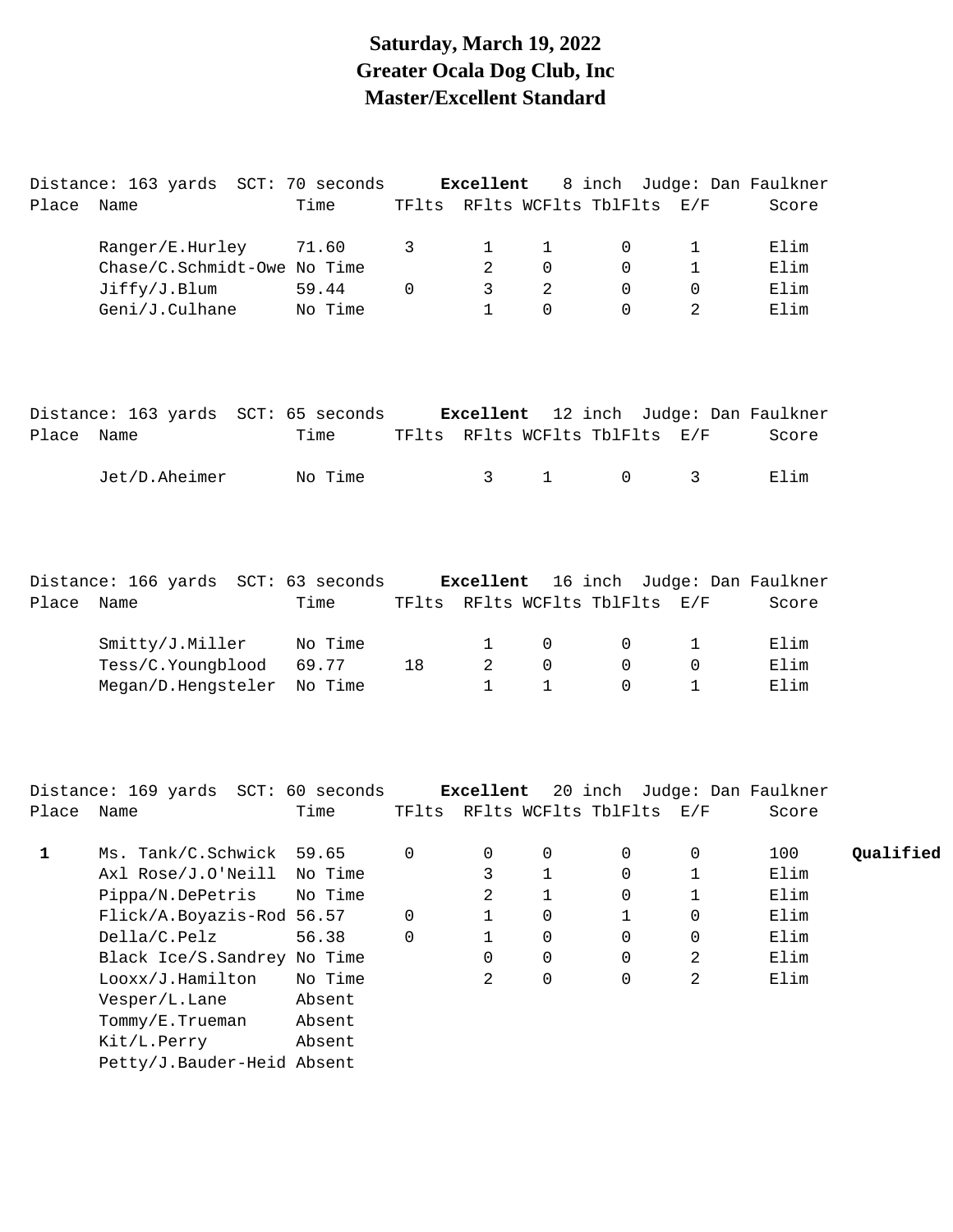# Saturday, March 19, 2022
# Greater Ocala Dog Club, Inc
# Master/Excellent Standard

Distance: 163 yards SCT: 70 seconds **Excellent** 8 inch Judge: Dan Faulkner

| Place | Name | Time | TFlts | RFlts | WCFlts | TblFlts | E/F | Score | |
|---|---|---|---|---|---|---|---|---|---|
| | Ranger/E.Hurley | 71.60 | 3 | 1 | 1 | 0 | 1 | Elim | |
| | Chase/C.Schmidt-Owe | No Time | | 2 | 0 | 0 | 1 | Elim | |
| | Jiffy/J.Blum | 59.44 | 0 | 3 | 2 | 0 | 0 | Elim | |
| | Geni/J.Culhane | No Time | | 1 | 0 | 0 | 2 | Elim | |

Distance: 163 yards SCT: 65 seconds **Excellent** 12 inch Judge: Dan Faulkner

| Place | Name | Time | TFlts | RFlts | WCFlts | TblFlts | E/F | Score | |
|---|---|---|---|---|---|---|---|---|---|
| | Jet/D.Aheimer | No Time | | 3 | 1 | 0 | 3 | Elim | |

Distance: 166 yards SCT: 63 seconds **Excellent** 16 inch Judge: Dan Faulkner

| Place | Name | Time | TFlts | RFlts | WCFlts | TblFlts | E/F | Score | |
|---|---|---|---|---|---|---|---|---|---|
| | Smitty/J.Miller | No Time | | 1 | 0 | 0 | 1 | Elim | |
| | Tess/C.Youngblood | 69.77 | 18 | 2 | 0 | 0 | 0 | Elim | |
| | Megan/D.Hengsteler | No Time | | 1 | 1 | 0 | 1 | Elim | |

Distance: 169 yards SCT: 60 seconds **Excellent** 20 inch Judge: Dan Faulkner

| Place | Name | Time | TFlts | RFlts | WCFlts | TblFlts | E/F | Score | |
|---|---|---|---|---|---|---|---|---|---|
| 1 | Ms. Tank/C.Schwick | 59.65 | 0 | 0 | 0 | 0 | 0 | 100 | **Qualified** |
| | Axl Rose/J.O'Neill | No Time | | 3 | 1 | 0 | 1 | Elim | |
| | Pippa/N.DePetris | No Time | | 2 | 1 | 0 | 1 | Elim | |
| | Flick/A.Boyazis-Rod | 56.57 | 0 | 1 | 0 | 1 | 0 | Elim | |
| | Della/C.Pelz | 56.38 | 0 | 1 | 0 | 0 | 0 | Elim | |
| | Black Ice/S.Sandrey | No Time | | 0 | 0 | 0 | 2 | Elim | |
| | Looxx/J.Hamilton | No Time | | 2 | 0 | 0 | 2 | Elim | |
| | Vesper/L.Lane | Absent | | | | | | | |
| | Tommy/E.Trueman | Absent | | | | | | | |
| | Kit/L.Perry | Absent | | | | | | | |
| | Petty/J.Bauder-Heid | Absent | | | | | | | |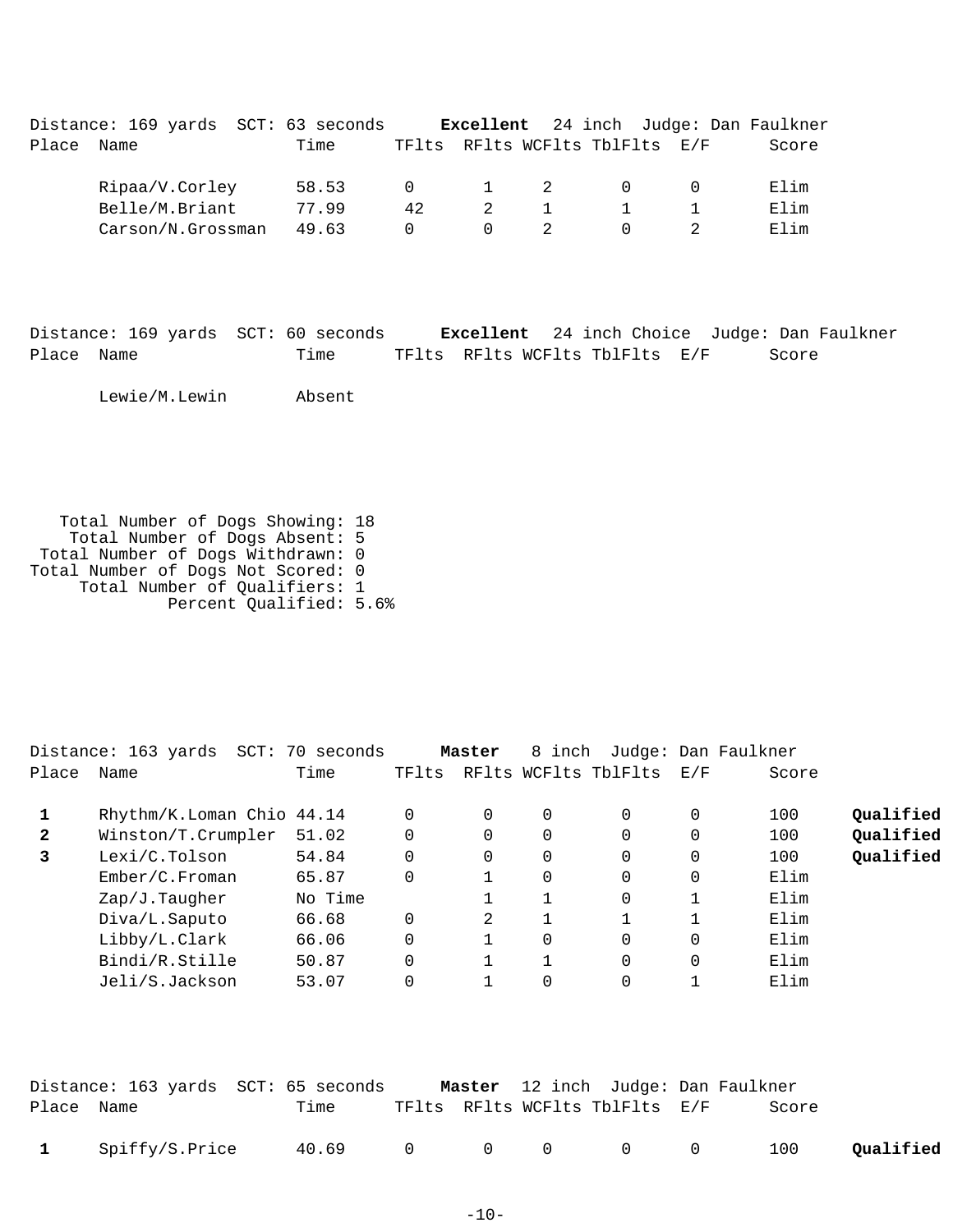Distance: 169 yards SCT: 63 seconds **Excellent** 24 inch Judge: Dan Faulkner

| Place | Name | Time | TFlts | RFlts | WCFlts | TblFlts | E/F | Score | |
|---|---|---|---|---|---|---|---|---|---|
| | Ripaa/V.Corley | 58.53 | 0 | 1 | 2 | 0 | 0 | Elim | |
| | Belle/M.Briant | 77.99 | 42 | 2 | 1 | 1 | 1 | Elim | |
| | Carson/N.Grossman | 49.63 | 0 | 0 | 2 | 0 | 2 | Elim | |

Distance: 169 yards SCT: 60 seconds **Excellent** 24 inch Choice Judge: Dan Faulkner

| Place | Name | Time | TFlts | RFlts | WCFlts | TblFlts | E/F | Score |
|---|---|---|---|---|---|---|---|---|
| | Lewie/M.Lewin | Absent | | | | | | |

Total Number of Dogs Showing: 18
Total Number of Dogs Absent: 5
Total Number of Dogs Withdrawn: 0
Total Number of Dogs Not Scored: 0
Total Number of Qualifiers: 1
Percent Qualified: 5.6%

Distance: 163 yards SCT: 70 seconds **Master** 8 inch Judge: Dan Faulkner

| Place | Name | Time | TFlts | RFlts | WCFlts | TblFlts | E/F | Score | |
|---|---|---|---|---|---|---|---|---|---|
| **1** | Rhythm/K.Loman Chio | 44.14 | 0 | 0 | 0 | 0 | 0 | 100 | **Qualified** |
| **2** | Winston/T.Crumpler | 51.02 | 0 | 0 | 0 | 0 | 0 | 100 | **Qualified** |
| **3** | Lexi/C.Tolson | 54.84 | 0 | 0 | 0 | 0 | 0 | 100 | **Qualified** |
| | Ember/C.Froman | 65.87 | 0 | 1 | 0 | 0 | 0 | Elim | |
| | Zap/J.Taugher | No Time | | 1 | 1 | 0 | 1 | Elim | |
| | Diva/L.Saputo | 66.68 | 0 | 2 | 1 | 1 | 1 | Elim | |
| | Libby/L.Clark | 66.06 | 0 | 1 | 0 | 0 | 0 | Elim | |
| | Bindi/R.Stille | 50.87 | 0 | 1 | 1 | 0 | 0 | Elim | |
| | Jeli/S.Jackson | 53.07 | 0 | 1 | 0 | 0 | 1 | Elim | |

Distance: 163 yards SCT: 65 seconds **Master** 12 inch Judge: Dan Faulkner

| Place | Name | Time | TFlts | RFlts | WCFlts | TblFlts | E/F | Score | |
|---|---|---|---|---|---|---|---|---|---|
| **1** | Spiffy/S.Price | 40.69 | 0 | 0 | 0 | 0 | 0 | 100 | **Qualified** |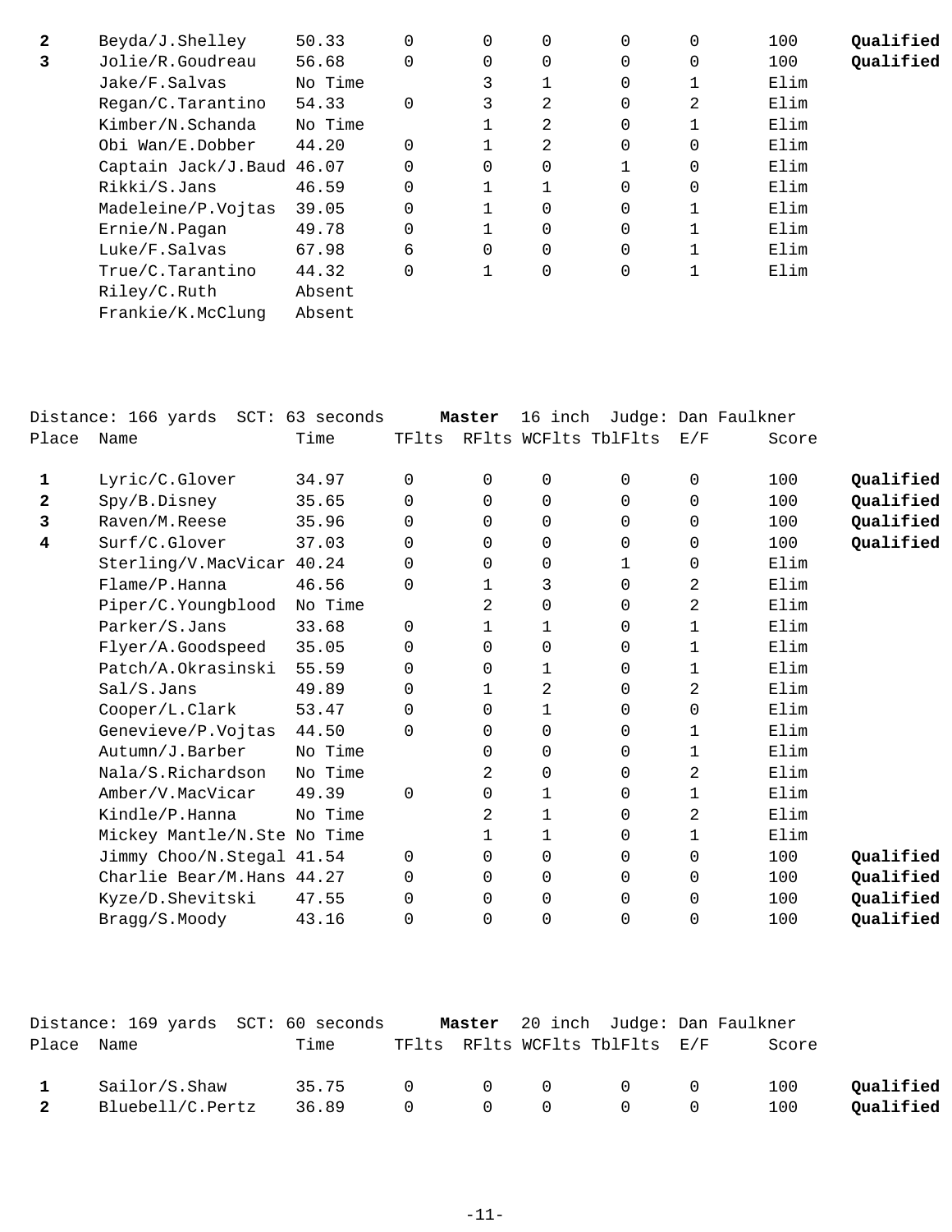| Place | Name | Time | TFlts | RFlts | WCFlts | TblFlts | E/F | Score | |
|---|---|---|---|---|---|---|---|---|---|
| **2** | Beyda/J.Shelley | 50.33 | 0 | 0 | 0 | 0 | 0 | 100 | **Qualified** |
| **3** | Jolie/R.Goudreau | 56.68 | 0 | 0 | 0 | 0 | 0 | 100 | **Qualified** |
| | Jake/F.Salvas | No Time | | 3 | 1 | 0 | 1 | Elim | |
| | Regan/C.Tarantino | 54.33 | 0 | 3 | 2 | 0 | 2 | Elim | |
| | Kimber/N.Schanda | No Time | | 1 | 2 | 0 | 1 | Elim | |
| | Obi Wan/E.Dobber | 44.20 | 0 | 1 | 2 | 0 | 0 | Elim | |
| | Captain Jack/J.Baud | 46.07 | 0 | 0 | 0 | 1 | 0 | Elim | |
| | Rikki/S.Jans | 46.59 | 0 | 1 | 1 | 0 | 0 | Elim | |
| | Madeleine/P.Vojtas | 39.05 | 0 | 1 | 0 | 0 | 1 | Elim | |
| | Ernie/N.Pagan | 49.78 | 0 | 1 | 0 | 0 | 1 | Elim | |
| | Luke/F.Salvas | 67.98 | 6 | 0 | 0 | 0 | 1 | Elim | |
| | True/C.Tarantino | 44.32 | 0 | 1 | 0 | 0 | 1 | Elim | |
| | Riley/C.Ruth | Absent | | | | | | | |
| | Frankie/K.McClung | Absent | | | | | | | |

Distance: 166 yards SCT: 63 seconds **Master** 16 inch Judge: Dan Faulkner

| Place | Name | Time | TFlts | RFlts | WCFlts | TblFlts | E/F | Score | |
|---|---|---|---|---|---|---|---|---|---|
| **1** | Lyric/C.Glover | 34.97 | 0 | 0 | 0 | 0 | 0 | 100 | **Qualified** |
| **2** | Spy/B.Disney | 35.65 | 0 | 0 | 0 | 0 | 0 | 100 | **Qualified** |
| **3** | Raven/M.Reese | 35.96 | 0 | 0 | 0 | 0 | 0 | 100 | **Qualified** |
| **4** | Surf/C.Glover | 37.03 | 0 | 0 | 0 | 0 | 0 | 100 | **Qualified** |
| | Sterling/V.MacVicar | 40.24 | 0 | 0 | 0 | 1 | 0 | Elim | |
| | Flame/P.Hanna | 46.56 | 0 | 1 | 3 | 0 | 2 | Elim | |
| | Piper/C.Youngblood | No Time | | 2 | 0 | 0 | 2 | Elim | |
| | Parker/S.Jans | 33.68 | 0 | 1 | 1 | 0 | 1 | Elim | |
| | Flyer/A.Goodspeed | 35.05 | 0 | 0 | 0 | 0 | 1 | Elim | |
| | Patch/A.Okrasinski | 55.59 | 0 | 0 | 1 | 0 | 1 | Elim | |
| | Sal/S.Jans | 49.89 | 0 | 1 | 2 | 0 | 2 | Elim | |
| | Cooper/L.Clark | 53.47 | 0 | 0 | 1 | 0 | 0 | Elim | |
| | Genevieve/P.Vojtas | 44.50 | 0 | 0 | 0 | 0 | 1 | Elim | |
| | Autumn/J.Barber | No Time | | 0 | 0 | 0 | 1 | Elim | |
| | Nala/S.Richardson | No Time | | 2 | 0 | 0 | 2 | Elim | |
| | Amber/V.MacVicar | 49.39 | 0 | 0 | 1 | 0 | 1 | Elim | |
| | Kindle/P.Hanna | No Time | | 2 | 1 | 0 | 2 | Elim | |
| | Mickey Mantle/N.Ste | No Time | | 1 | 1 | 0 | 1 | Elim | |
| | Jimmy Choo/N.Stegal | 41.54 | 0 | 0 | 0 | 0 | 0 | 100 | **Qualified** |
| | Charlie Bear/M.Hans | 44.27 | 0 | 0 | 0 | 0 | 0 | 100 | **Qualified** |
| | Kyze/D.Shevitski | 47.55 | 0 | 0 | 0 | 0 | 0 | 100 | **Qualified** |
| | Bragg/S.Moody | 43.16 | 0 | 0 | 0 | 0 | 0 | 100 | **Qualified** |

Distance: 169 yards SCT: 60 seconds **Master** 20 inch Judge: Dan Faulkner

| Place | Name | Time | TFlts | RFlts | WCFlts | TblFlts | E/F | Score | |
|---|---|---|---|---|---|---|---|---|---|
| **1** | Sailor/S.Shaw | 35.75 | 0 | 0 | 0 | 0 | 0 | 100 | **Qualified** |
| **2** | Bluebell/C.Pertz | 36.89 | 0 | 0 | 0 | 0 | 0 | 100 | **Qualified** |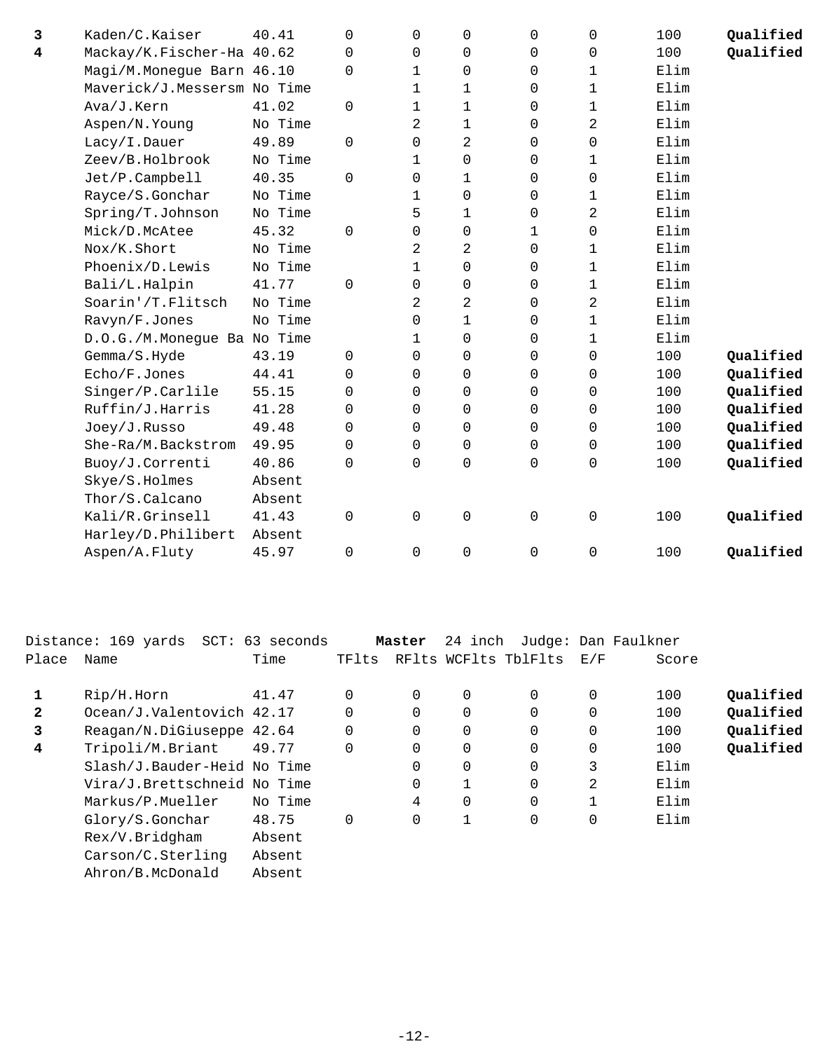| Place | Name | Time | TFlts | RFlts | WCFlts | TblFlts | E/F | Score | |
|---|---|---|---|---|---|---|---|---|---|
| **3** | Kaden/C.Kaiser | 40.41 | 0 | 0 | 0 | 0 | 0 | 100 | **Qualified** |
| **4** | Mackay/K.Fischer-Ha | 40.62 | 0 | 0 | 0 | 0 | 0 | 100 | **Qualified** |
| | Magi/M.Monegue Barn | 46.10 | 0 | 1 | 0 | 0 | 1 | Elim | |
| | Maverick/J.Messersm | No Time | | 1 | 1 | 0 | 1 | Elim | |
| | Ava/J.Kern | 41.02 | 0 | 1 | 1 | 0 | 1 | Elim | |
| | Aspen/N.Young | No Time | | 2 | 1 | 0 | 2 | Elim | |
| | Lacy/I.Dauer | 49.89 | 0 | 0 | 2 | 0 | 0 | Elim | |
| | Zeev/B.Holbrook | No Time | | 1 | 0 | 0 | 1 | Elim | |
| | Jet/P.Campbell | 40.35 | 0 | 0 | 1 | 0 | 0 | Elim | |
| | Rayce/S.Gonchar | No Time | | 1 | 0 | 0 | 1 | Elim | |
| | Spring/T.Johnson | No Time | | 5 | 1 | 0 | 2 | Elim | |
| | Mick/D.McAtee | 45.32 | 0 | 0 | 0 | 1 | 0 | Elim | |
| | Nox/K.Short | No Time | | 2 | 2 | 0 | 1 | Elim | |
| | Phoenix/D.Lewis | No Time | | 1 | 0 | 0 | 1 | Elim | |
| | Bali/L.Halpin | 41.77 | 0 | 0 | 0 | 0 | 1 | Elim | |
| | Soarin'/T.Flitsch | No Time | | 2 | 2 | 0 | 2 | Elim | |
| | Ravyn/F.Jones | No Time | | 0 | 1 | 0 | 1 | Elim | |
| | D.O.G./M.Monegue Ba | No Time | | 1 | 0 | 0 | 1 | Elim | |
| | Gemma/S.Hyde | 43.19 | 0 | 0 | 0 | 0 | 0 | 100 | **Qualified** |
| | Echo/F.Jones | 44.41 | 0 | 0 | 0 | 0 | 0 | 100 | **Qualified** |
| | Singer/P.Carlile | 55.15 | 0 | 0 | 0 | 0 | 0 | 100 | **Qualified** |
| | Ruffin/J.Harris | 41.28 | 0 | 0 | 0 | 0 | 0 | 100 | **Qualified** |
| | Joey/J.Russo | 49.48 | 0 | 0 | 0 | 0 | 0 | 100 | **Qualified** |
| | She-Ra/M.Backstrom | 49.95 | 0 | 0 | 0 | 0 | 0 | 100 | **Qualified** |
| | Buoy/J.Correnti | 40.86 | 0 | 0 | 0 | 0 | 0 | 100 | **Qualified** |
| | Skye/S.Holmes | Absent | | | | | | | |
| | Thor/S.Calcano | Absent | | | | | | | |
| | Kali/R.Grinsell | 41.43 | 0 | 0 | 0 | 0 | 0 | 100 | **Qualified** |
| | Harley/D.Philibert | Absent | | | | | | | |
| | Aspen/A.Fluty | 45.97 | 0 | 0 | 0 | 0 | 0 | 100 | **Qualified** |

Distance: 169 yards SCT: 63 seconds **Master** 24 inch Judge: Dan Faulkner

| Place | Name | Time | TFlts | RFlts | WCFlts | TblFlts | E/F | Score | |
|---|---|---|---|---|---|---|---|---|---|
| **1** | Rip/H.Horn | 41.47 | 0 | 0 | 0 | 0 | 0 | 100 | **Qualified** |
| **2** | Ocean/J.Valentovich | 42.17 | 0 | 0 | 0 | 0 | 0 | 100 | **Qualified** |
| **3** | Reagan/N.DiGiuseppe | 42.64 | 0 | 0 | 0 | 0 | 0 | 100 | **Qualified** |
| **4** | Tripoli/M.Briant | 49.77 | 0 | 0 | 0 | 0 | 0 | 100 | **Qualified** |
| | Slash/J.Bauder-Heid | No Time | | 0 | 0 | 0 | 3 | Elim | |
| | Vira/J.Brettschneid | No Time | | 0 | 1 | 0 | 2 | Elim | |
| | Markus/P.Mueller | No Time | | 4 | 0 | 0 | 1 | Elim | |
| | Glory/S.Gonchar | 48.75 | 0 | 0 | 1 | 0 | 0 | Elim | |
| | Rex/V.Bridgham | Absent | | | | | | | |
| | Carson/C.Sterling | Absent | | | | | | | |
| | Ahron/B.McDonald | Absent | | | | | | | |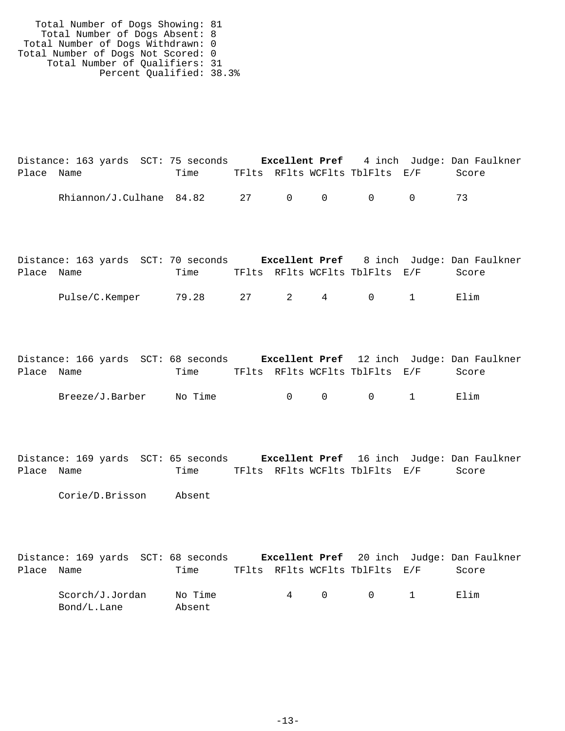Total Number of Dogs Showing: 81
Total Number of Dogs Absent: 8
Total Number of Dogs Withdrawn: 0
Total Number of Dogs Not Scored: 0
Total Number of Qualifiers: 31
Percent Qualified: 38.3%

Distance: 163 yards SCT: 75 seconds **Excellent Pref** 4 inch Judge: Dan Faulkner

| Place | Name | Time | TFlts | RFlts | WCFlts | TblFlts | E/F | Score |
|---|---|---|---|---|---|---|---|---|
| | Rhiannon/J.Culhane | 84.82 | 27 | 0 | 0 | 0 | 0 | 73 |

Distance: 163 yards SCT: 70 seconds **Excellent Pref** 8 inch Judge: Dan Faulkner

| Place | Name | Time | TFlts | RFlts | WCFlts | TblFlts | E/F | Score |
|---|---|---|---|---|---|---|---|---|
| | Pulse/C.Kemper | 79.28 | 27 | 2 | 4 | 0 | 1 | Elim |

Distance: 166 yards SCT: 68 seconds **Excellent Pref** 12 inch Judge: Dan Faulkner

| Place | Name | Time | TFlts | RFlts | WCFlts | TblFlts | E/F | Score |
|---|---|---|---|---|---|---|---|---|
| | Breeze/J.Barber | No Time | | 0 | 0 | 0 | 1 | Elim |

Distance: 169 yards SCT: 65 seconds **Excellent Pref** 16 inch Judge: Dan Faulkner

| Place | Name | Time | TFlts | RFlts | WCFlts | TblFlts | E/F | Score |
|---|---|---|---|---|---|---|---|---|
| | Corie/D.Brisson | Absent | | | | | | |

Distance: 169 yards SCT: 68 seconds **Excellent Pref** 20 inch Judge: Dan Faulkner

| Place | Name | Time | TFlts | RFlts | WCFlts | TblFlts | E/F | Score |
|---|---|---|---|---|---|---|---|---|
| | Scorch/J.Jordan | No Time | | 4 | 0 | 0 | 1 | Elim |
| | Bond/L.Lane | Absent | | | | | | |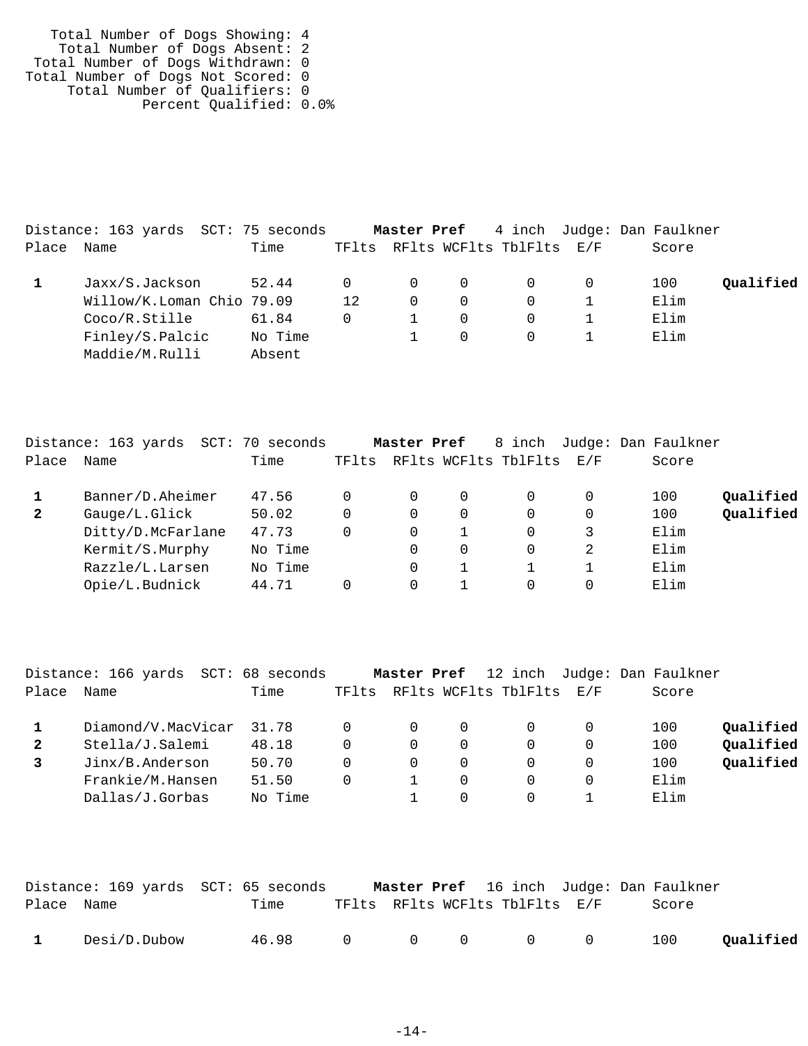Total Number of Dogs Showing: 4
Total Number of Dogs Absent: 2
Total Number of Dogs Withdrawn: 0
Total Number of Dogs Not Scored: 0
Total Number of Qualifiers: 0
Percent Qualified: 0.0%

Distance: 163 yards SCT: 75 seconds **Master Pref** 4 inch Judge: Dan Faulkner

| Place | Name | Time | TFlts | RFlts | WCFlts | TblFlts | E/F | Score | |
|---|---|---|---|---|---|---|---|---|---|
| **1** | Jaxx/S.Jackson | 52.44 | 0 | 0 | 0 | 0 | 0 | 100 | **Qualified** |
| | Willow/K.Loman Chio | 79.09 | 12 | 0 | 0 | 0 | 1 | Elim | |
| | Coco/R.Stille | 61.84 | 0 | 1 | 0 | 0 | 1 | Elim | |
| | Finley/S.Palcic | No Time | | 1 | 0 | 0 | 1 | Elim | |
| | Maddie/M.Rulli | Absent | | | | | | | |

Distance: 163 yards SCT: 70 seconds **Master Pref** 8 inch Judge: Dan Faulkner

| Place | Name | Time | TFlts | RFlts | WCFlts | TblFlts | E/F | Score | |
|---|---|---|---|---|---|---|---|---|---|
| **1** | Banner/D.Aheimer | 47.56 | 0 | 0 | 0 | 0 | 0 | 100 | **Qualified** |
| **2** | Gauge/L.Glick | 50.02 | 0 | 0 | 0 | 0 | 0 | 100 | **Qualified** |
| | Ditty/D.McFarlane | 47.73 | 0 | 0 | 1 | 0 | 3 | Elim | |
| | Kermit/S.Murphy | No Time | | 0 | 0 | 0 | 2 | Elim | |
| | Razzle/L.Larsen | No Time | | 0 | 1 | 1 | 1 | Elim | |
| | Opie/L.Budnick | 44.71 | 0 | 0 | 1 | 0 | 0 | Elim | |

Distance: 166 yards SCT: 68 seconds **Master Pref** 12 inch Judge: Dan Faulkner

| Place | Name | Time | TFlts | RFlts | WCFlts | TblFlts | E/F | Score | |
|---|---|---|---|---|---|---|---|---|---|
| **1** | Diamond/V.MacVicar | 31.78 | 0 | 0 | 0 | 0 | 0 | 100 | **Qualified** |
| **2** | Stella/J.Salemi | 48.18 | 0 | 0 | 0 | 0 | 0 | 100 | **Qualified** |
| **3** | Jinx/B.Anderson | 50.70 | 0 | 0 | 0 | 0 | 0 | 100 | **Qualified** |
| | Frankie/M.Hansen | 51.50 | 0 | 1 | 0 | 0 | 0 | Elim | |
| | Dallas/J.Gorbas | No Time | | 1 | 0 | 0 | 1 | Elim | |

Distance: 169 yards SCT: 65 seconds **Master Pref** 16 inch Judge: Dan Faulkner

| Place | Name | Time | TFlts | RFlts | WCFlts | TblFlts | E/F | Score | |
|---|---|---|---|---|---|---|---|---|---|
| **1** | Desi/D.Dubow | 46.98 | 0 | 0 | 0 | 0 | 0 | 100 | **Qualified** |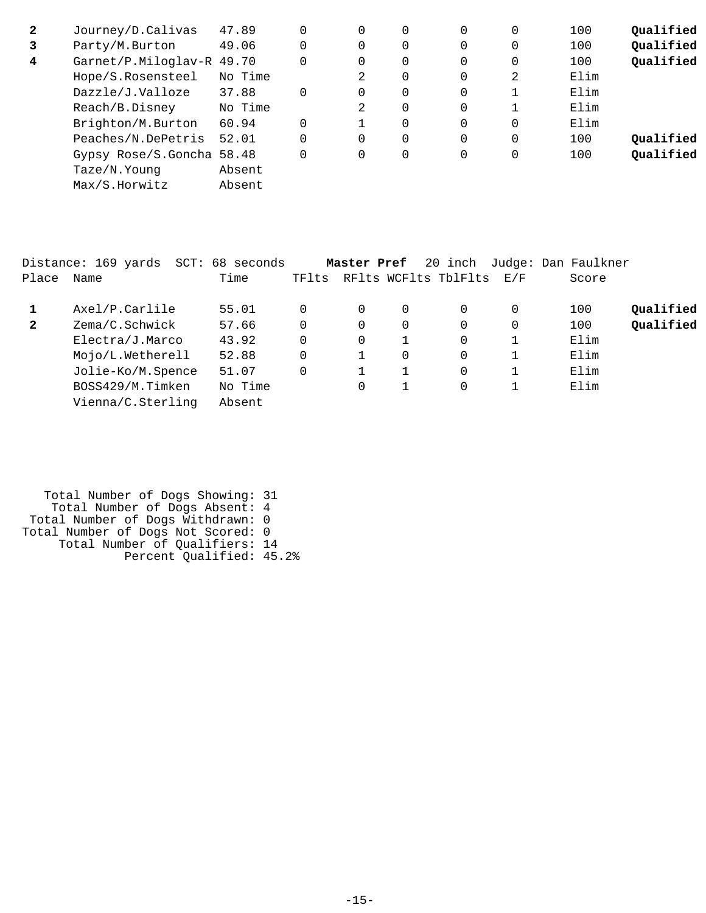| Place | Name | Time | TFlts | RFlts | WCFlts | TblFlts | E/F | Score | |
|---|---|---|---|---|---|---|---|---|---|
| **2** | Journey/D.Calivas | 47.89 | 0 | 0 | 0 | 0 | 0 | 100 | **Qualified** |
| **3** | Party/M.Burton | 49.06 | 0 | 0 | 0 | 0 | 0 | 100 | **Qualified** |
| **4** | Garnet/P.Miloglav-R | 49.70 | 0 | 0 | 0 | 0 | 0 | 100 | **Qualified** |
| | Hope/S.Rosensteel | No Time | | 2 | 0 | 0 | 2 | Elim | |
| | Dazzle/J.Valloze | 37.88 | 0 | 0 | 0 | 0 | 1 | Elim | |
| | Reach/B.Disney | No Time | | 2 | 0 | 0 | 1 | Elim | |
| | Brighton/M.Burton | 60.94 | 0 | 1 | 0 | 0 | 0 | Elim | |
| | Peaches/N.DePetris | 52.01 | 0 | 0 | 0 | 0 | 0 | 100 | **Qualified** |
| | Gypsy Rose/S.Goncha | 58.48 | 0 | 0 | 0 | 0 | 0 | 100 | **Qualified** |
| | Taze/N.Young | Absent | | | | | | | |
| | Max/S.Horwitz | Absent | | | | | | | |

Distance: 169 yards SCT: 68 seconds **Master Pref** 20 inch Judge: Dan Faulkner

| Place | Name | Time | TFlts | RFlts | WCFlts | TblFlts | E/F | Score | |
|---|---|---|---|---|---|---|---|---|---|
| **1** | Axel/P.Carlile | 55.01 | 0 | 0 | 0 | 0 | 0 | 100 | **Qualified** |
| **2** | Zema/C.Schwick | 57.66 | 0 | 0 | 0 | 0 | 0 | 100 | **Qualified** |
| | Electra/J.Marco | 43.92 | 0 | 0 | 1 | 0 | 1 | Elim | |
| | Mojo/L.Wetherell | 52.88 | 0 | 1 | 0 | 0 | 1 | Elim | |
| | Jolie-Ko/M.Spence | 51.07 | 0 | 1 | 1 | 0 | 1 | Elim | |
| | BOSS429/M.Timken | No Time | | 0 | 1 | 0 | 1 | Elim | |
| | Vienna/C.Sterling | Absent | | | | | | | |

Total Number of Dogs Showing: 31
Total Number of Dogs Absent: 4
Total Number of Dogs Withdrawn: 0
Total Number of Dogs Not Scored: 0
Total Number of Qualifiers: 14
Percent Qualified: 45.2%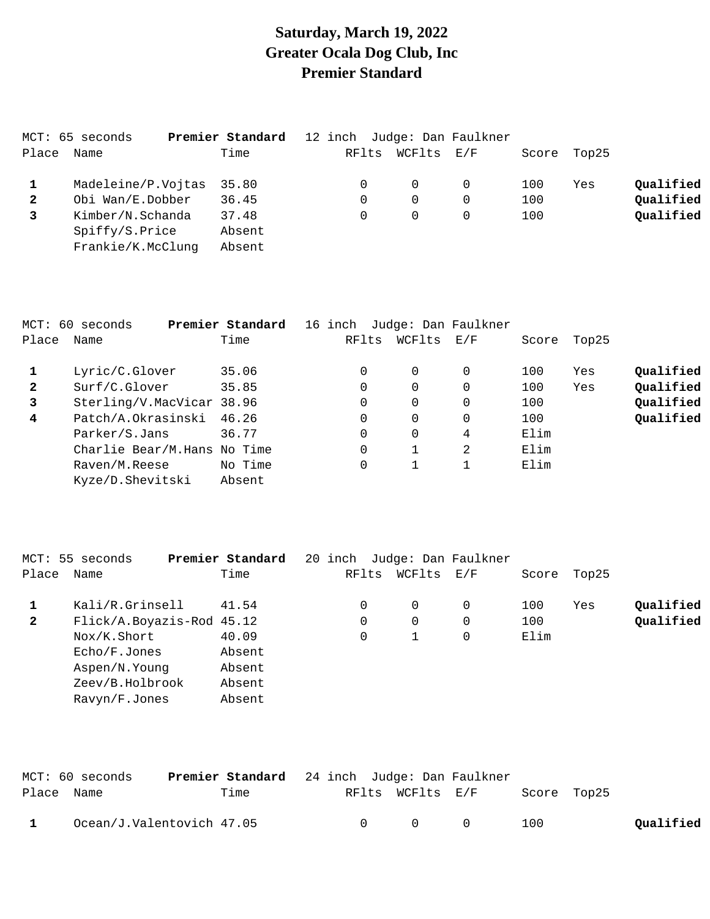# Saturday, March 19, 2022
# Greater Ocala Dog Club, Inc
# Premier Standard

MCT: 65 seconds **Premier Standard** 12 inch Judge: Dan Faulkner

| Place | Name | Time | RFlts | WCFlts | E/F | Score | Top25 | |
|---|---|---|---|---|---|---|---|---|
| **1** | Madeleine/P.Vojtas | 35.80 | 0 | 0 | 0 | 100 | Yes | **Qualified** |
| **2** | Obi Wan/E.Dobber | 36.45 | 0 | 0 | 0 | 100 | | **Qualified** |
| **3** | Kimber/N.Schanda | 37.48 | 0 | 0 | 0 | 100 | | **Qualified** |
| | Spiffy/S.Price | Absent | | | | | | |
| | Frankie/K.McClung | Absent | | | | | | |

MCT: 60 seconds **Premier Standard** 16 inch Judge: Dan Faulkner

| Place | Name | Time | RFlts | WCFlts | E/F | Score | Top25 | |
|---|---|---|---|---|---|---|---|---|
| **1** | Lyric/C.Glover | 35.06 | 0 | 0 | 0 | 100 | Yes | **Qualified** |
| **2** | Surf/C.Glover | 35.85 | 0 | 0 | 0 | 100 | Yes | **Qualified** |
| **3** | Sterling/V.MacVicar | 38.96 | 0 | 0 | 0 | 100 | | **Qualified** |
| **4** | Patch/A.Okrasinski | 46.26 | 0 | 0 | 0 | 100 | | **Qualified** |
| | Parker/S.Jans | 36.77 | 0 | 0 | 4 | Elim | | |
| | Charlie Bear/M.Hans | No Time | 0 | 1 | 2 | Elim | | |
| | Raven/M.Reese | No Time | 0 | 1 | 1 | Elim | | |
| | Kyze/D.Shevitski | Absent | | | | | | |

MCT: 55 seconds **Premier Standard** 20 inch Judge: Dan Faulkner

| Place | Name | Time | RFlts | WCFlts | E/F | Score | Top25 | |
|---|---|---|---|---|---|---|---|---|
| **1** | Kali/R.Grinsell | 41.54 | 0 | 0 | 0 | 100 | Yes | **Qualified** |
| **2** | Flick/A.Boyazis-Rod | 45.12 | 0 | 0 | 0 | 100 | | **Qualified** |
| | Nox/K.Short | 40.09 | 0 | 1 | 0 | Elim | | |
| | Echo/F.Jones | Absent | | | | | | |
| | Aspen/N.Young | Absent | | | | | | |
| | Zeev/B.Holbrook | Absent | | | | | | |
| | Ravyn/F.Jones | Absent | | | | | | |

MCT: 60 seconds **Premier Standard** 24 inch Judge: Dan Faulkner

| Place | Name | Time | RFlts | WCFlts | E/F | Score | Top25 | |
|---|---|---|---|---|---|---|---|---|
| **1** | Ocean/J.Valentovich | 47.05 | 0 | 0 | 0 | 100 | | **Qualified** |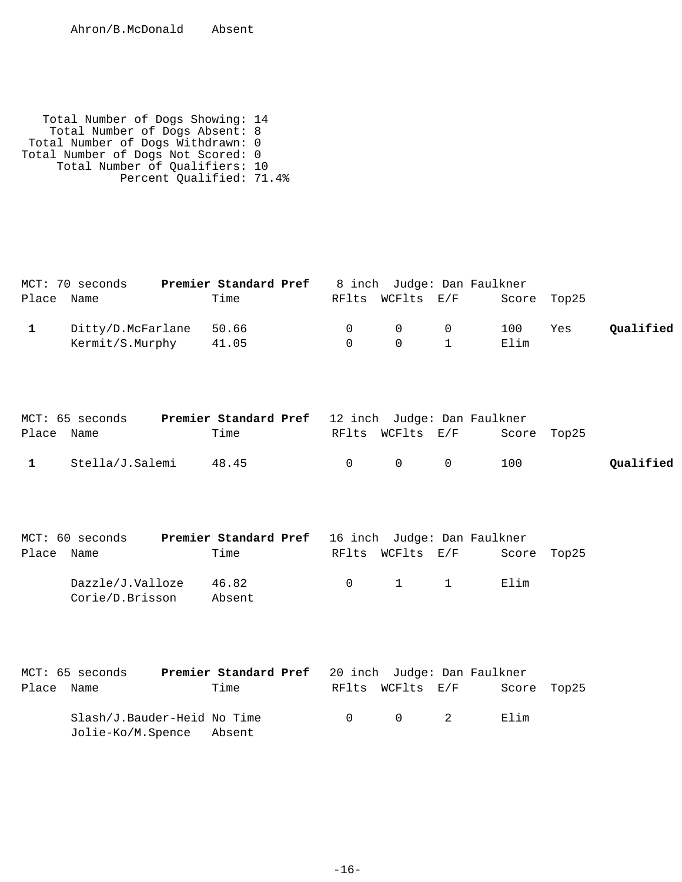| Name | Time |
|---|---|
| Ahron/B.McDonald | Absent |

Total Number of Dogs Showing: 14
Total Number of Dogs Absent: 8
Total Number of Dogs Withdrawn: 0
Total Number of Dogs Not Scored: 0
Total Number of Qualifiers: 10
Percent Qualified: 71.4%

MCT: 70 seconds **Premier Standard Pref** 8 inch Judge: Dan Faulkner

| Place | Name | Time | RFlts | WCFlts | E/F | Score | Top25 | |
|---|---|---|---|---|---|---|---|---|
| **1** | Ditty/D.McFarlane | 50.66 | 0 | 0 | 0 | 100 | Yes | **Qualified** |
| | Kermit/S.Murphy | 41.05 | 0 | 0 | 1 | Elim | | |

MCT: 65 seconds **Premier Standard Pref** 12 inch Judge: Dan Faulkner

| Place | Name | Time | RFlts | WCFlts | E/F | Score | Top25 | |
|---|---|---|---|---|---|---|---|---|
| **1** | Stella/J.Salemi | 48.45 | 0 | 0 | 0 | 100 | | **Qualified** |

MCT: 60 seconds **Premier Standard Pref** 16 inch Judge: Dan Faulkner

| Place | Name | Time | RFlts | WCFlts | E/F | Score | Top25 |
|---|---|---|---|---|---|---|---|
| | Dazzle/J.Valloze | 46.82 | 0 | 1 | 1 | Elim | |
| | Corie/D.Brisson | Absent | | | | | |

MCT: 65 seconds **Premier Standard Pref** 20 inch Judge: Dan Faulkner

| Place | Name | Time | RFlts | WCFlts | E/F | Score | Top25 |
|---|---|---|---|---|---|---|---|
| | Slash/J.Bauder-Heid | No Time | 0 | 0 | 2 | Elim | |
| | Jolie-Ko/M.Spence | Absent | | | | | |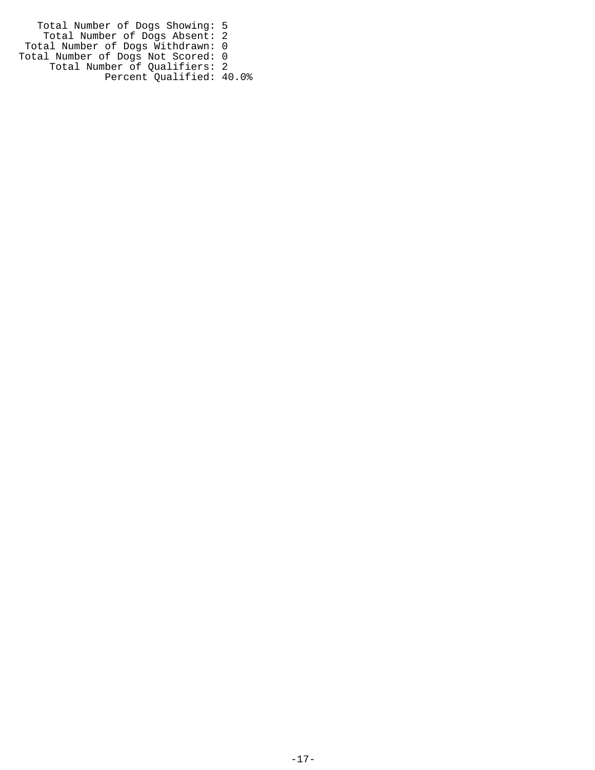Total Number of Dogs Showing: 5
Total Number of Dogs Absent: 2
Total Number of Dogs Withdrawn: 0
Total Number of Dogs Not Scored: 0
Total Number of Qualifiers: 2
Percent Qualified: 40.0%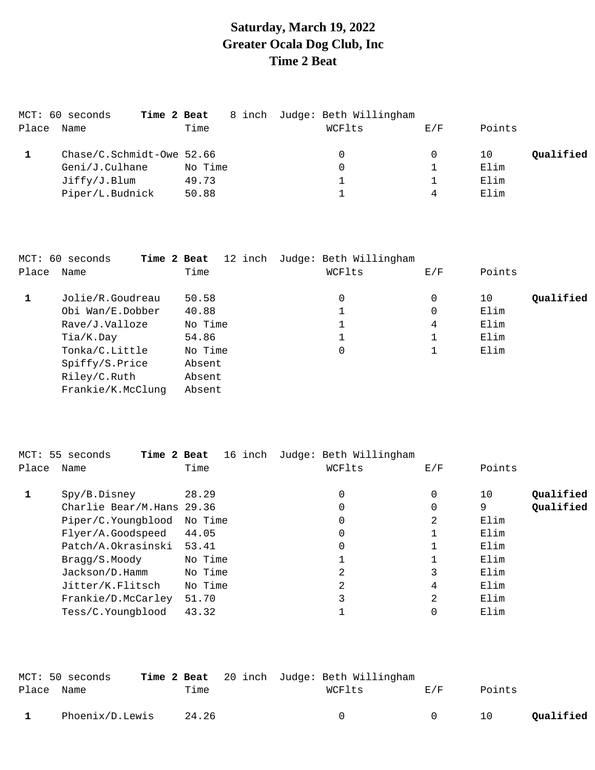**Saturday, March 19, 2022**
**Greater Ocala Dog Club, Inc**
**Time 2 Beat**

MCT: 60 seconds **Time 2 Beat** 8 inch Judge: Beth Willingham

| Place | Name | Time | WCFlts | E/F | Points | |
|---|---|---|---|---|---|---|
| **1** | Chase/C.Schmidt-Owe | 52.66 | 0 | 0 | 10 | **Qualified** |
| | Geni/J.Culhane | No Time | 0 | 1 | Elim | |
| | Jiffy/J.Blum | 49.73 | 1 | 1 | Elim | |
| | Piper/L.Budnick | 50.88 | 1 | 4 | Elim | |

MCT: 60 seconds **Time 2 Beat** 12 inch Judge: Beth Willingham

| Place | Name | Time | WCFlts | E/F | Points | |
|---|---|---|---|---|---|---|
| **1** | Jolie/R.Goudreau | 50.58 | 0 | 0 | 10 | **Qualified** |
| | Obi Wan/E.Dobber | 40.88 | 1 | 0 | Elim | |
| | Rave/J.Valloze | No Time | 1 | 4 | Elim | |
| | Tia/K.Day | 54.86 | 1 | 1 | Elim | |
| | Tonka/C.Little | No Time | 0 | 1 | Elim | |
| | Spiffy/S.Price | Absent | | | | |
| | Riley/C.Ruth | Absent | | | | |
| | Frankie/K.McClung | Absent | | | | |

MCT: 55 seconds **Time 2 Beat** 16 inch Judge: Beth Willingham

| Place | Name | Time | WCFlts | E/F | Points | |
|---|---|---|---|---|---|---|
| **1** | Spy/B.Disney | 28.29 | 0 | 0 | 10 | **Qualified** |
| | Charlie Bear/M.Hans | 29.36 | 0 | 0 | 9 | **Qualified** |
| | Piper/C.Youngblood | No Time | 0 | 2 | Elim | |
| | Flyer/A.Goodspeed | 44.05 | 0 | 1 | Elim | |
| | Patch/A.Okrasinski | 53.41 | 0 | 1 | Elim | |
| | Bragg/S.Moody | No Time | 1 | 1 | Elim | |
| | Jackson/D.Hamm | No Time | 2 | 3 | Elim | |
| | Jitter/K.Flitsch | No Time | 2 | 4 | Elim | |
| | Frankie/D.McCarley | 51.70 | 3 | 2 | Elim | |
| | Tess/C.Youngblood | 43.32 | 1 | 0 | Elim | |

MCT: 50 seconds **Time 2 Beat** 20 inch Judge: Beth Willingham

| Place | Name | Time | WCFlts | E/F | Points | |
|---|---|---|---|---|---|---|
| **1** | Phoenix/D.Lewis | 24.26 | 0 | 0 | 10 | **Qualified** |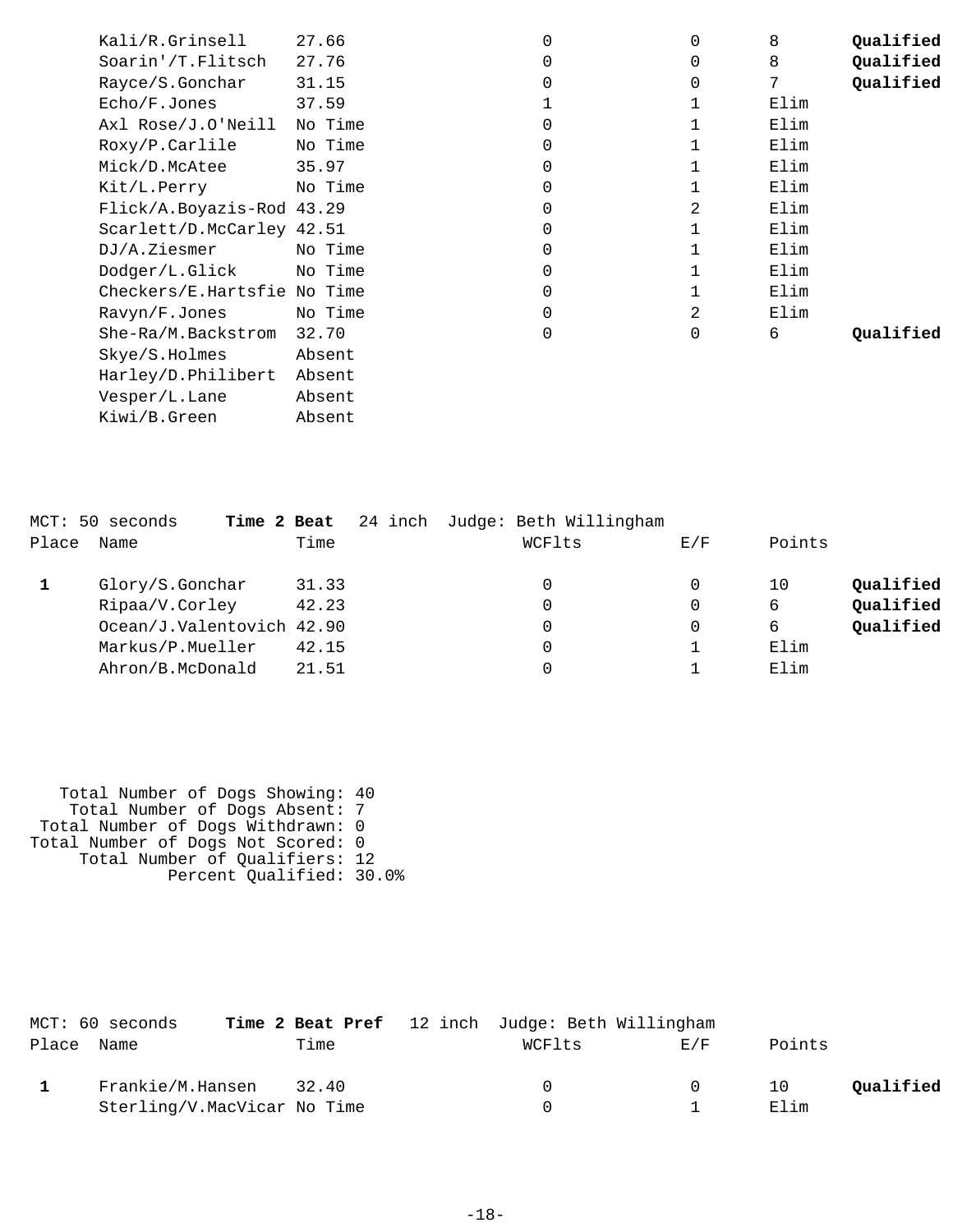| Place | Name | Time | WCFlts | E/F | Points | |
|---|---|---|---|---|---|---|
| | Kali/R.Grinsell | 27.66 | 0 | 0 | 8 | **Qualified** |
| | Soarin'/T.Flitsch | 27.76 | 0 | 0 | 8 | **Qualified** |
| | Rayce/S.Gonchar | 31.15 | 0 | 0 | 7 | **Qualified** |
| | Echo/F.Jones | 37.59 | 1 | 1 | Elim | |
| | Axl Rose/J.O'Neill | No Time | 0 | 1 | Elim | |
| | Roxy/P.Carlile | No Time | 0 | 1 | Elim | |
| | Mick/D.McAtee | 35.97 | 0 | 1 | Elim | |
| | Kit/L.Perry | No Time | 0 | 1 | Elim | |
| | Flick/A.Boyazis-Rod | 43.29 | 0 | 2 | Elim | |
| | Scarlett/D.McCarley | 42.51 | 0 | 1 | Elim | |
| | DJ/A.Ziesmer | No Time | 0 | 1 | Elim | |
| | Dodger/L.Glick | No Time | 0 | 1 | Elim | |
| | Checkers/E.Hartsfie | No Time | 0 | 1 | Elim | |
| | Ravyn/F.Jones | No Time | 0 | 2 | Elim | |
| | She-Ra/M.Backstrom | 32.70 | 0 | 0 | 6 | **Qualified** |
| | Skye/S.Holmes | Absent | | | | |
| | Harley/D.Philibert | Absent | | | | |
| | Vesper/L.Lane | Absent | | | | |
| | Kiwi/B.Green | Absent | | | | |

MCT: 50 seconds **Time 2 Beat** 24 inch Judge: Beth Willingham

| Place | Name | Time | WCFlts | E/F | Points | |
|---|---|---|---|---|---|---|
| **1** | Glory/S.Gonchar | 31.33 | 0 | 0 | 10 | **Qualified** |
| | Ripaa/V.Corley | 42.23 | 0 | 0 | 6 | **Qualified** |
| | Ocean/J.Valentovich | 42.90 | 0 | 0 | 6 | **Qualified** |
| | Markus/P.Mueller | 42.15 | 0 | 1 | Elim | |
| | Ahron/B.McDonald | 21.51 | 0 | 1 | Elim | |

Total Number of Dogs Showing: 40
Total Number of Dogs Absent: 7
Total Number of Dogs Withdrawn: 0
Total Number of Dogs Not Scored: 0
Total Number of Qualifiers: 12
Percent Qualified: 30.0%

MCT: 60 seconds **Time 2 Beat Pref** 12 inch Judge: Beth Willingham

| Place | Name | Time | WCFlts | E/F | Points | |
|---|---|---|---|---|---|---|
| **1** | Frankie/M.Hansen | 32.40 | 0 | 0 | 10 | **Qualified** |
| | Sterling/V.MacVicar | No Time | 0 | 1 | Elim | |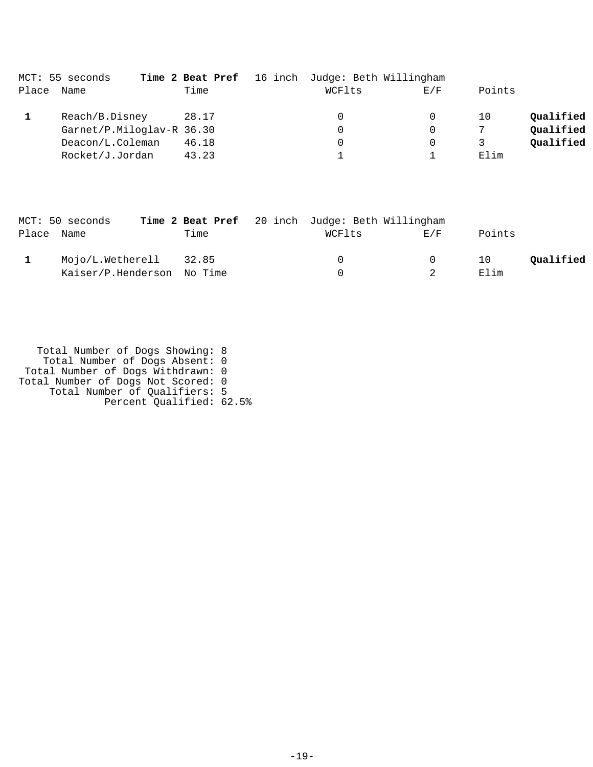MCT: 55 seconds **Time 2 Beat Pref** 16 inch Judge: Beth Willingham

| Place | Name | Time | WCFlts | E/F | Points | |
|---|---|---|---|---|---|---|
| **1** | Reach/B.Disney | 28.17 | 0 | 0 | 10 | **Qualified** |
| | Garnet/P.Miloglav-R | 36.30 | 0 | 0 | 7 | **Qualified** |
| | Deacon/L.Coleman | 46.18 | 0 | 0 | 3 | **Qualified** |
| | Rocket/J.Jordan | 43.23 | 1 | 1 | Elim | |

MCT: 50 seconds **Time 2 Beat Pref** 20 inch Judge: Beth Willingham

| Place | Name | Time | WCFlts | E/F | Points | |
|---|---|---|---|---|---|---|
| **1** | Mojo/L.Wetherell | 32.85 | 0 | 0 | 10 | **Qualified** |
| | Kaiser/P.Henderson | No Time | 0 | 2 | Elim | |

Total Number of Dogs Showing: 8
Total Number of Dogs Absent: 0
Total Number of Dogs Withdrawn: 0
Total Number of Dogs Not Scored: 0
Total Number of Qualifiers: 5
Percent Qualified: 62.5%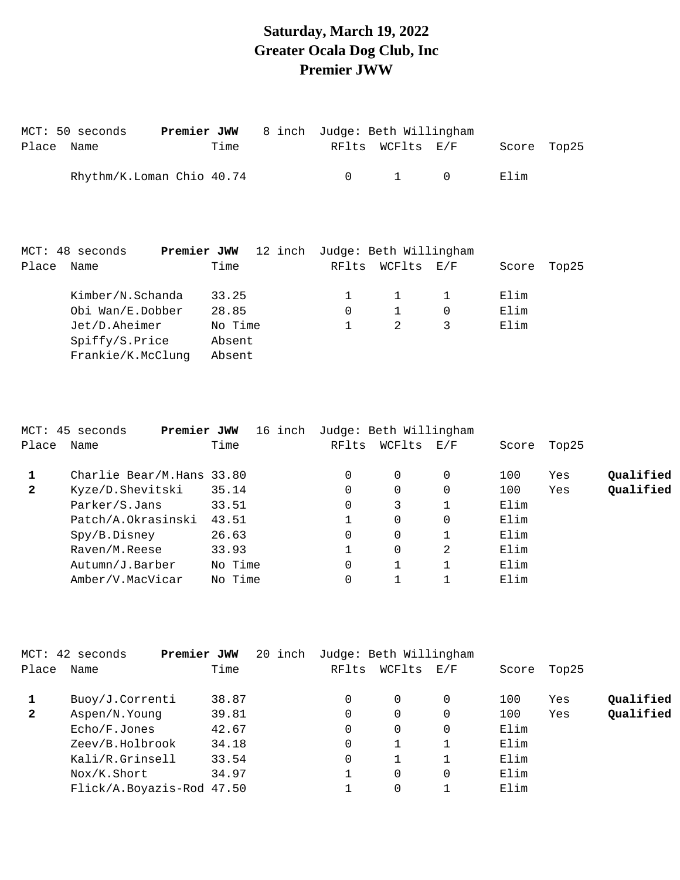**Saturday, March 19, 2022**
**Greater Ocala Dog Club, Inc**
**Premier JWW**

MCT: 50 seconds **Premier JWW** 8 inch Judge: Beth Willingham

| Place | Name | Time | RFlts | WCFlts | E/F | Score | Top25 | |
|---|---|---|---|---|---|---|---|---|
| | Rhythm/K.Loman Chio | 40.74 | 0 | 1 | 0 | Elim | | |

MCT: 48 seconds **Premier JWW** 12 inch Judge: Beth Willingham

| Place | Name | Time | RFlts | WCFlts | E/F | Score | Top25 | |
|---|---|---|---|---|---|---|---|---|
| | Kimber/N.Schanda | 33.25 | 1 | 1 | 1 | Elim | | |
| | Obi Wan/E.Dobber | 28.85 | 0 | 1 | 0 | Elim | | |
| | Jet/D.Aheimer | No Time | 1 | 2 | 3 | Elim | | |
| | Spiffy/S.Price | Absent | | | | | | |
| | Frankie/K.McClung | Absent | | | | | | |

MCT: 45 seconds **Premier JWW** 16 inch Judge: Beth Willingham

| Place | Name | Time | RFlts | WCFlts | E/F | Score | Top25 | |
|---|---|---|---|---|---|---|---|---|
| **1** | Charlie Bear/M.Hans | 33.80 | 0 | 0 | 0 | 100 | Yes | **Qualified** |
| **2** | Kyze/D.Shevitski | 35.14 | 0 | 0 | 0 | 100 | Yes | **Qualified** |
| | Parker/S.Jans | 33.51 | 0 | 3 | 1 | Elim | | |
| | Patch/A.Okrasinski | 43.51 | 1 | 0 | 0 | Elim | | |
| | Spy/B.Disney | 26.63 | 0 | 0 | 1 | Elim | | |
| | Raven/M.Reese | 33.93 | 1 | 0 | 2 | Elim | | |
| | Autumn/J.Barber | No Time | 0 | 1 | 1 | Elim | | |
| | Amber/V.MacVicar | No Time | 0 | 1 | 1 | Elim | | |

MCT: 42 seconds **Premier JWW** 20 inch Judge: Beth Willingham

| Place | Name | Time | RFlts | WCFlts | E/F | Score | Top25 | |
|---|---|---|---|---|---|---|---|---|
| **1** | Buoy/J.Correnti | 38.87 | 0 | 0 | 0 | 100 | Yes | **Qualified** |
| **2** | Aspen/N.Young | 39.81 | 0 | 0 | 0 | 100 | Yes | **Qualified** |
| | Echo/F.Jones | 42.67 | 0 | 0 | 0 | Elim | | |
| | Zeev/B.Holbrook | 34.18 | 0 | 1 | 1 | Elim | | |
| | Kali/R.Grinsell | 33.54 | 0 | 1 | 1 | Elim | | |
| | Nox/K.Short | 34.97 | 1 | 0 | 0 | Elim | | |
| | Flick/A.Boyazis-Rod | 47.50 | 1 | 0 | 1 | Elim | | |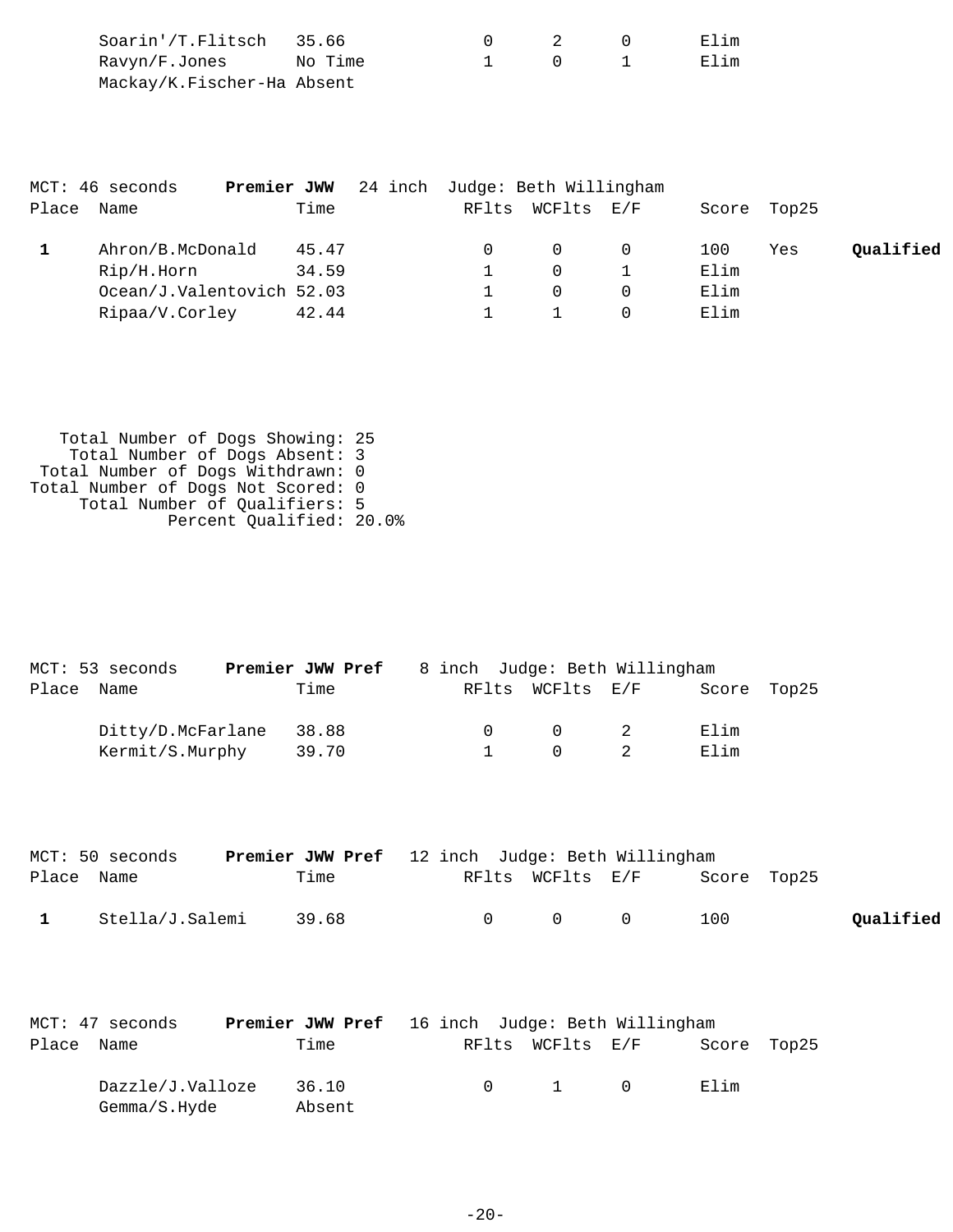| Place | Name | Time | RFlts | WCFlts | E/F | Score | Top25 | |
|---|---|---|---|---|---|---|---|---|
| | Soarin'/T.Flitsch | 35.66 | 0 | 2 | 0 | Elim | | |
| | Ravyn/F.Jones | No Time | 1 | 0 | 1 | Elim | | |
| | Mackay/K.Fischer-Ha | Absent | | | | | | |

MCT: 46 seconds **Premier JWW** 24 inch Judge: Beth Willingham

| Place | Name | Time | RFlts | WCFlts | E/F | Score | Top25 | |
|---|---|---|---|---|---|---|---|---|
| **1** | Ahron/B.McDonald | 45.47 | 0 | 0 | 0 | 100 | Yes | **Qualified** |
| | Rip/H.Horn | 34.59 | 1 | 0 | 1 | Elim | | |
| | Ocean/J.Valentovich | 52.03 | 1 | 0 | 0 | Elim | | |
| | Ripaa/V.Corley | 42.44 | 1 | 1 | 0 | Elim | | |

Total Number of Dogs Showing: 25
Total Number of Dogs Absent: 3
Total Number of Dogs Withdrawn: 0
Total Number of Dogs Not Scored: 0
Total Number of Qualifiers: 5
Percent Qualified: 20.0%

MCT: 53 seconds **Premier JWW Pref** 8 inch Judge: Beth Willingham

| Place | Name | Time | RFlts | WCFlts | E/F | Score | Top25 |
|---|---|---|---|---|---|---|---|
| | Ditty/D.McFarlane | 38.88 | 0 | 0 | 2 | Elim | |
| | Kermit/S.Murphy | 39.70 | 1 | 0 | 2 | Elim | |

MCT: 50 seconds **Premier JWW Pref** 12 inch Judge: Beth Willingham

| Place | Name | Time | RFlts | WCFlts | E/F | Score | Top25 | |
|---|---|---|---|---|---|---|---|---|
| **1** | Stella/J.Salemi | 39.68 | 0 | 0 | 0 | 100 | | **Qualified** |

MCT: 47 seconds **Premier JWW Pref** 16 inch Judge: Beth Willingham

| Place | Name | Time | RFlts | WCFlts | E/F | Score | Top25 |
|---|---|---|---|---|---|---|---|
| | Dazzle/J.Valloze | 36.10 | 0 | 1 | 0 | Elim | |
| | Gemma/S.Hyde | Absent | | | | | |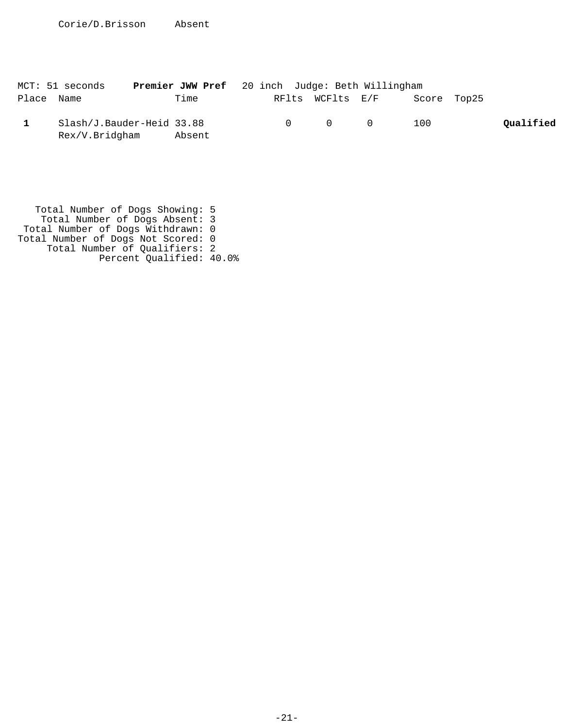| | Name | Time | | | | | |
|---|---|---|---|---|---|---|---|
| | Corie/D.Brisson | Absent | | | | | |

MCT: 51 seconds **Premier JWW Pref** 20 inch Judge: Beth Willingham

| Place | Name | Time | RFlts | WCFlts | E/F | Score | Top25 | |
|---|---|---|---|---|---|---|---|---|
| **1** | Slash/J.Bauder-Heid | 33.88 | 0 | 0 | 0 | 100 | | **Qualified** |
| | Rex/V.Bridgham | Absent | | | | | | |

Total Number of Dogs Showing: 5
Total Number of Dogs Absent: 3
Total Number of Dogs Withdrawn: 0
Total Number of Dogs Not Scored: 0
Total Number of Qualifiers: 2
Percent Qualified: 40.0%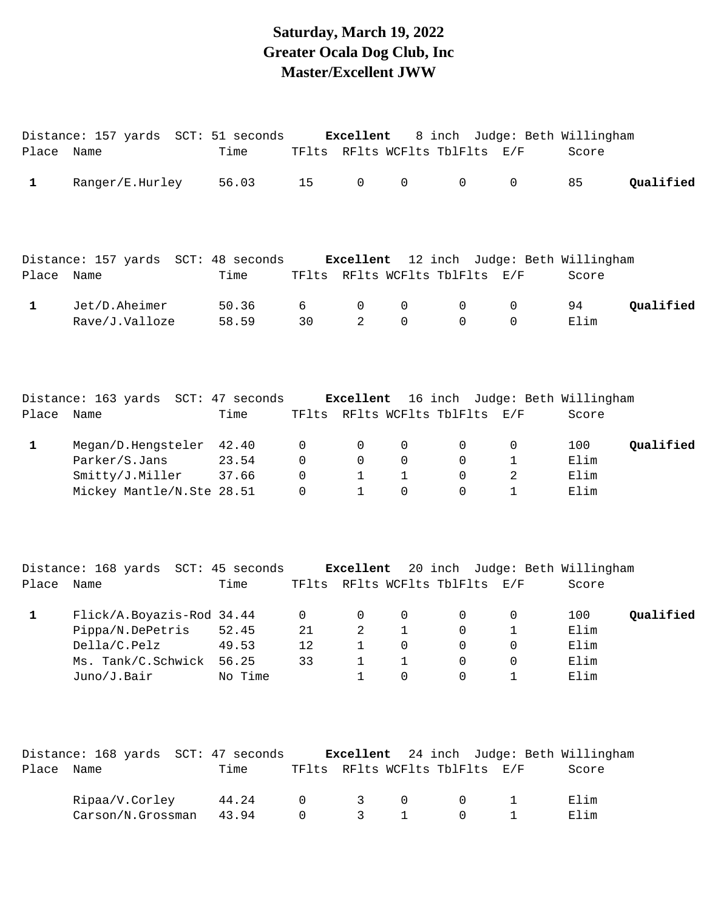# Saturday, March 19, 2022
# Greater Ocala Dog Club, Inc
# Master/Excellent JWW

Distance: 157 yards SCT: 51 seconds **Excellent** 8 inch Judge: Beth Willingham

| Place | Name | Time | TFlts | RFlts | WCFlts | TblFlts | E/F | Score | |
|---|---|---|---|---|---|---|---|---|---|
| 1 | Ranger/E.Hurley | 56.03 | 15 | 0 | 0 | 0 | 0 | 85 | **Qualified** |

Distance: 157 yards SCT: 48 seconds **Excellent** 12 inch Judge: Beth Willingham

| Place | Name | Time | TFlts | RFlts | WCFlts | TblFlts | E/F | Score | |
|---|---|---|---|---|---|---|---|---|---|
| 1 | Jet/D.Aheimer | 50.36 | 6 | 0 | 0 | 0 | 0 | 94 | **Qualified** |
| | Rave/J.Valloze | 58.59 | 30 | 2 | 0 | 0 | 0 | Elim | |

Distance: 163 yards SCT: 47 seconds **Excellent** 16 inch Judge: Beth Willingham

| Place | Name | Time | TFlts | RFlts | WCFlts | TblFlts | E/F | Score | |
|---|---|---|---|---|---|---|---|---|---|
| 1 | Megan/D.Hengsteler | 42.40 | 0 | 0 | 0 | 0 | 0 | 100 | **Qualified** |
| | Parker/S.Jans | 23.54 | 0 | 0 | 0 | 0 | 1 | Elim | |
| | Smitty/J.Miller | 37.66 | 0 | 1 | 1 | 0 | 2 | Elim | |
| | Mickey Mantle/N.Ste | 28.51 | 0 | 1 | 0 | 0 | 1 | Elim | |

Distance: 168 yards SCT: 45 seconds **Excellent** 20 inch Judge: Beth Willingham

| Place | Name | Time | TFlts | RFlts | WCFlts | TblFlts | E/F | Score | |
|---|---|---|---|---|---|---|---|---|---|
| 1 | Flick/A.Boyazis-Rod | 34.44 | 0 | 0 | 0 | 0 | 0 | 100 | **Qualified** |
| | Pippa/N.DePetris | 52.45 | 21 | 2 | 1 | 0 | 1 | Elim | |
| | Della/C.Pelz | 49.53 | 12 | 1 | 0 | 0 | 0 | Elim | |
| | Ms. Tank/C.Schwick | 56.25 | 33 | 1 | 1 | 0 | 0 | Elim | |
| | Juno/J.Bair | No Time | | 1 | 0 | 0 | 1 | Elim | |

Distance: 168 yards SCT: 47 seconds **Excellent** 24 inch Judge: Beth Willingham

| Place | Name | Time | TFlts | RFlts | WCFlts | TblFlts | E/F | Score |
|---|---|---|---|---|---|---|---|---|
| | Ripaa/V.Corley | 44.24 | 0 | 3 | 0 | 0 | 1 | Elim |
| | Carson/N.Grossman | 43.94 | 0 | 3 | 1 | 0 | 1 | Elim |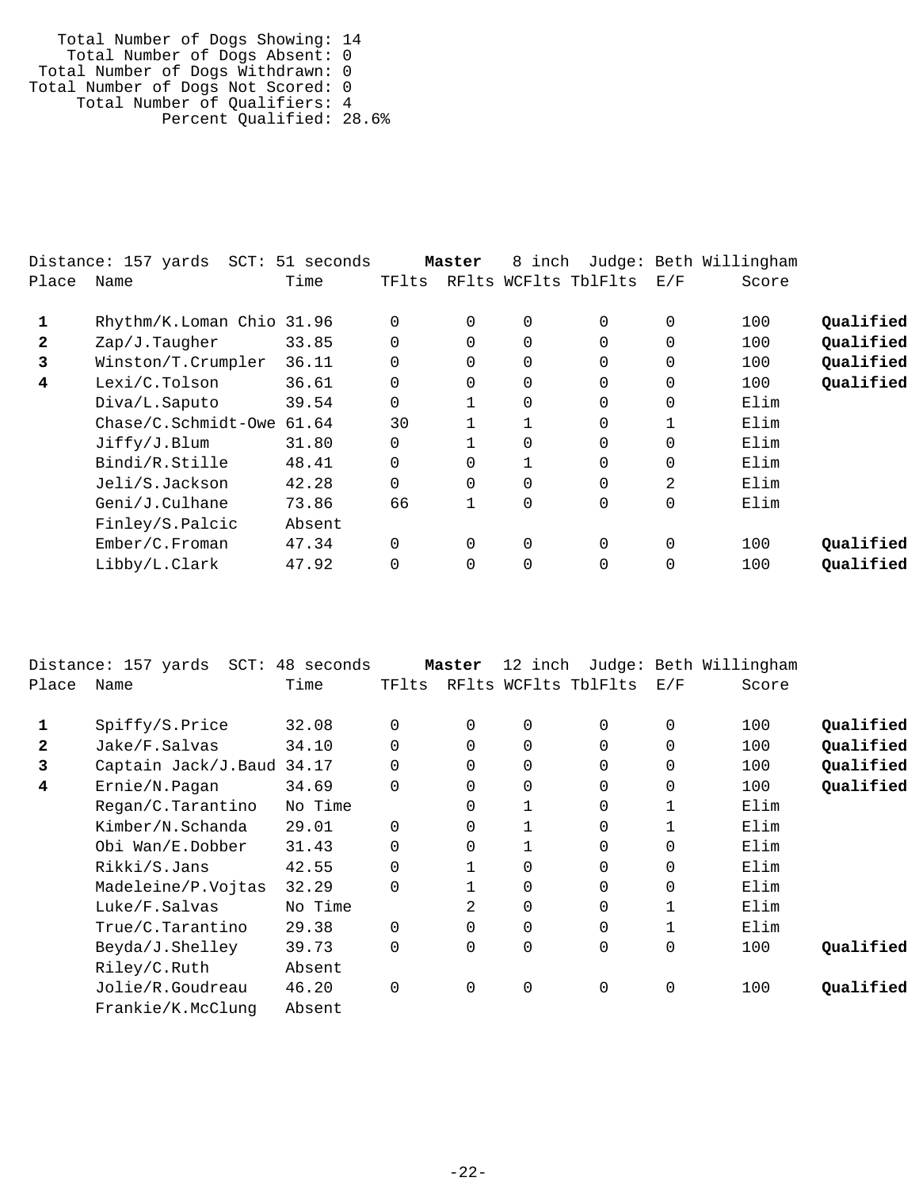Total Number of Dogs Showing: 14
Total Number of Dogs Absent: 0
Total Number of Dogs Withdrawn: 0
Total Number of Dogs Not Scored: 0
Total Number of Qualifiers: 4
Percent Qualified: 28.6%

Distance: 157 yards SCT: 51 seconds **Master** 8 inch Judge: Beth Willingham

| Place | Name | Time | TFlts | RFlts | WCFlts | TblFlts | E/F | Score | |
|---|---|---|---|---|---|---|---|---|---|
| **1** | Rhythm/K.Loman Chio | 31.96 | 0 | 0 | 0 | 0 | 0 | 100 | **Qualified** |
| **2** | Zap/J.Taugher | 33.85 | 0 | 0 | 0 | 0 | 0 | 100 | **Qualified** |
| **3** | Winston/T.Crumpler | 36.11 | 0 | 0 | 0 | 0 | 0 | 100 | **Qualified** |
| **4** | Lexi/C.Tolson | 36.61 | 0 | 0 | 0 | 0 | 0 | 100 | **Qualified** |
| | Diva/L.Saputo | 39.54 | 0 | 1 | 0 | 0 | 0 | Elim | |
| | Chase/C.Schmidt-Owe | 61.64 | 30 | 1 | 1 | 0 | 1 | Elim | |
| | Jiffy/J.Blum | 31.80 | 0 | 1 | 0 | 0 | 0 | Elim | |
| | Bindi/R.Stille | 48.41 | 0 | 0 | 1 | 0 | 0 | Elim | |
| | Jeli/S.Jackson | 42.28 | 0 | 0 | 0 | 0 | 2 | Elim | |
| | Geni/J.Culhane | 73.86 | 66 | 1 | 0 | 0 | 0 | Elim | |
| | Finley/S.Palcic | Absent | | | | | | | |
| | Ember/C.Froman | 47.34 | 0 | 0 | 0 | 0 | 0 | 100 | **Qualified** |
| | Libby/L.Clark | 47.92 | 0 | 0 | 0 | 0 | 0 | 100 | **Qualified** |

Distance: 157 yards SCT: 48 seconds **Master** 12 inch Judge: Beth Willingham

| Place | Name | Time | TFlts | RFlts | WCFlts | TblFlts | E/F | Score | |
|---|---|---|---|---|---|---|---|---|---|
| **1** | Spiffy/S.Price | 32.08 | 0 | 0 | 0 | 0 | 0 | 100 | **Qualified** |
| **2** | Jake/F.Salvas | 34.10 | 0 | 0 | 0 | 0 | 0 | 100 | **Qualified** |
| **3** | Captain Jack/J.Baud | 34.17 | 0 | 0 | 0 | 0 | 0 | 100 | **Qualified** |
| **4** | Ernie/N.Pagan | 34.69 | 0 | 0 | 0 | 0 | 0 | 100 | **Qualified** |
| | Regan/C.Tarantino | No Time | | 0 | 1 | 0 | 1 | Elim | |
| | Kimber/N.Schanda | 29.01 | 0 | 0 | 1 | 0 | 1 | Elim | |
| | Obi Wan/E.Dobber | 31.43 | 0 | 0 | 1 | 0 | 0 | Elim | |
| | Rikki/S.Jans | 42.55 | 0 | 1 | 0 | 0 | 0 | Elim | |
| | Madeleine/P.Vojtas | 32.29 | 0 | 1 | 0 | 0 | 0 | Elim | |
| | Luke/F.Salvas | No Time | | 2 | 0 | 0 | 1 | Elim | |
| | True/C.Tarantino | 29.38 | 0 | 0 | 0 | 0 | 1 | Elim | |
| | Beyda/J.Shelley | 39.73 | 0 | 0 | 0 | 0 | 0 | 100 | **Qualified** |
| | Riley/C.Ruth | Absent | | | | | | | |
| | Jolie/R.Goudreau | 46.20 | 0 | 0 | 0 | 0 | 0 | 100 | **Qualified** |
| | Frankie/K.McClung | Absent | | | | | | | |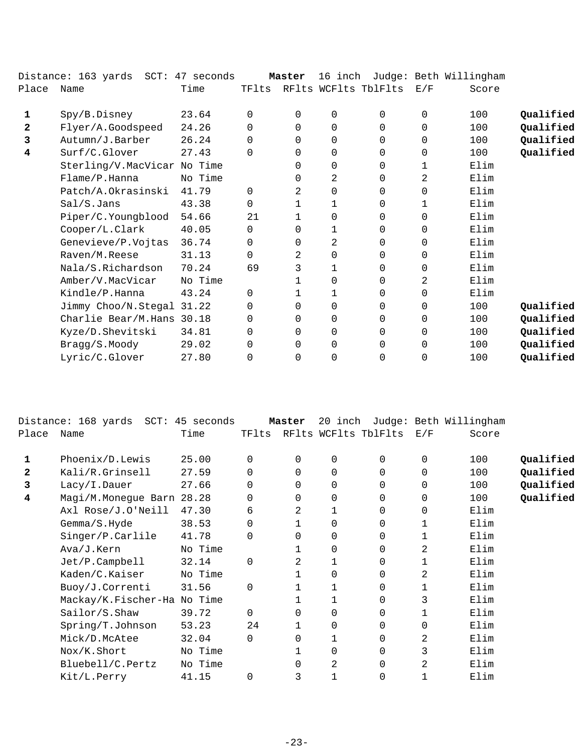Distance: 163 yards SCT: 47 seconds **Master** 16 inch Judge: Beth Willingham

| Place | Name | Time | TFlts | RFlts | WCFlts | TblFlts | E/F | Score | |
|---|---|---|---|---|---|---|---|---|---|
| **1** | Spy/B.Disney | 23.64 | 0 | 0 | 0 | 0 | 0 | 100 | **Qualified** |
| **2** | Flyer/A.Goodspeed | 24.26 | 0 | 0 | 0 | 0 | 0 | 100 | **Qualified** |
| **3** | Autumn/J.Barber | 26.24 | 0 | 0 | 0 | 0 | 0 | 100 | **Qualified** |
| **4** | Surf/C.Glover | 27.43 | 0 | 0 | 0 | 0 | 0 | 100 | **Qualified** |
| | Sterling/V.MacVicar | No Time | | 0 | 0 | 0 | 1 | Elim | |
| | Flame/P.Hanna | No Time | | 0 | 2 | 0 | 2 | Elim | |
| | Patch/A.Okrasinski | 41.79 | 0 | 2 | 0 | 0 | 0 | Elim | |
| | Sal/S.Jans | 43.38 | 0 | 1 | 1 | 0 | 1 | Elim | |
| | Piper/C.Youngblood | 54.66 | 21 | 1 | 0 | 0 | 0 | Elim | |
| | Cooper/L.Clark | 40.05 | 0 | 0 | 1 | 0 | 0 | Elim | |
| | Genevieve/P.Vojtas | 36.74 | 0 | 0 | 2 | 0 | 0 | Elim | |
| | Raven/M.Reese | 31.13 | 0 | 2 | 0 | 0 | 0 | Elim | |
| | Nala/S.Richardson | 70.24 | 69 | 3 | 1 | 0 | 0 | Elim | |
| | Amber/V.MacVicar | No Time | | 1 | 0 | 0 | 2 | Elim | |
| | Kindle/P.Hanna | 43.24 | 0 | 1 | 1 | 0 | 0 | Elim | |
| | Jimmy Choo/N.Stegal | 31.22 | 0 | 0 | 0 | 0 | 0 | 100 | **Qualified** |
| | Charlie Bear/M.Hans | 30.18 | 0 | 0 | 0 | 0 | 0 | 100 | **Qualified** |
| | Kyze/D.Shevitski | 34.81 | 0 | 0 | 0 | 0 | 0 | 100 | **Qualified** |
| | Bragg/S.Moody | 29.02 | 0 | 0 | 0 | 0 | 0 | 100 | **Qualified** |
| | Lyric/C.Glover | 27.80 | 0 | 0 | 0 | 0 | 0 | 100 | **Qualified** |

Distance: 168 yards SCT: 45 seconds **Master** 20 inch Judge: Beth Willingham

| Place | Name | Time | TFlts | RFlts | WCFlts | TblFlts | E/F | Score | |
|---|---|---|---|---|---|---|---|---|---|
| **1** | Phoenix/D.Lewis | 25.00 | 0 | 0 | 0 | 0 | 0 | 100 | **Qualified** |
| **2** | Kali/R.Grinsell | 27.59 | 0 | 0 | 0 | 0 | 0 | 100 | **Qualified** |
| **3** | Lacy/I.Dauer | 27.66 | 0 | 0 | 0 | 0 | 0 | 100 | **Qualified** |
| **4** | Magi/M.Monegue Barn | 28.28 | 0 | 0 | 0 | 0 | 0 | 100 | **Qualified** |
| | Axl Rose/J.O'Neill | 47.30 | 6 | 2 | 1 | 0 | 0 | Elim | |
| | Gemma/S.Hyde | 38.53 | 0 | 1 | 0 | 0 | 1 | Elim | |
| | Singer/P.Carlile | 41.78 | 0 | 0 | 0 | 0 | 1 | Elim | |
| | Ava/J.Kern | No Time | | 1 | 0 | 0 | 2 | Elim | |
| | Jet/P.Campbell | 32.14 | 0 | 2 | 1 | 0 | 1 | Elim | |
| | Kaden/C.Kaiser | No Time | | 1 | 0 | 0 | 2 | Elim | |
| | Buoy/J.Correnti | 31.56 | 0 | 1 | 1 | 0 | 1 | Elim | |
| | Mackay/K.Fischer-Ha | No Time | | 1 | 1 | 0 | 3 | Elim | |
| | Sailor/S.Shaw | 39.72 | 0 | 0 | 0 | 0 | 1 | Elim | |
| | Spring/T.Johnson | 53.23 | 24 | 1 | 0 | 0 | 0 | Elim | |
| | Mick/D.McAtee | 32.04 | 0 | 0 | 1 | 0 | 2 | Elim | |
| | Nox/K.Short | No Time | | 1 | 0 | 0 | 3 | Elim | |
| | Bluebell/C.Pertz | No Time | | 0 | 2 | 0 | 2 | Elim | |
| | Kit/L.Perry | 41.15 | 0 | 3 | 1 | 0 | 1 | Elim | |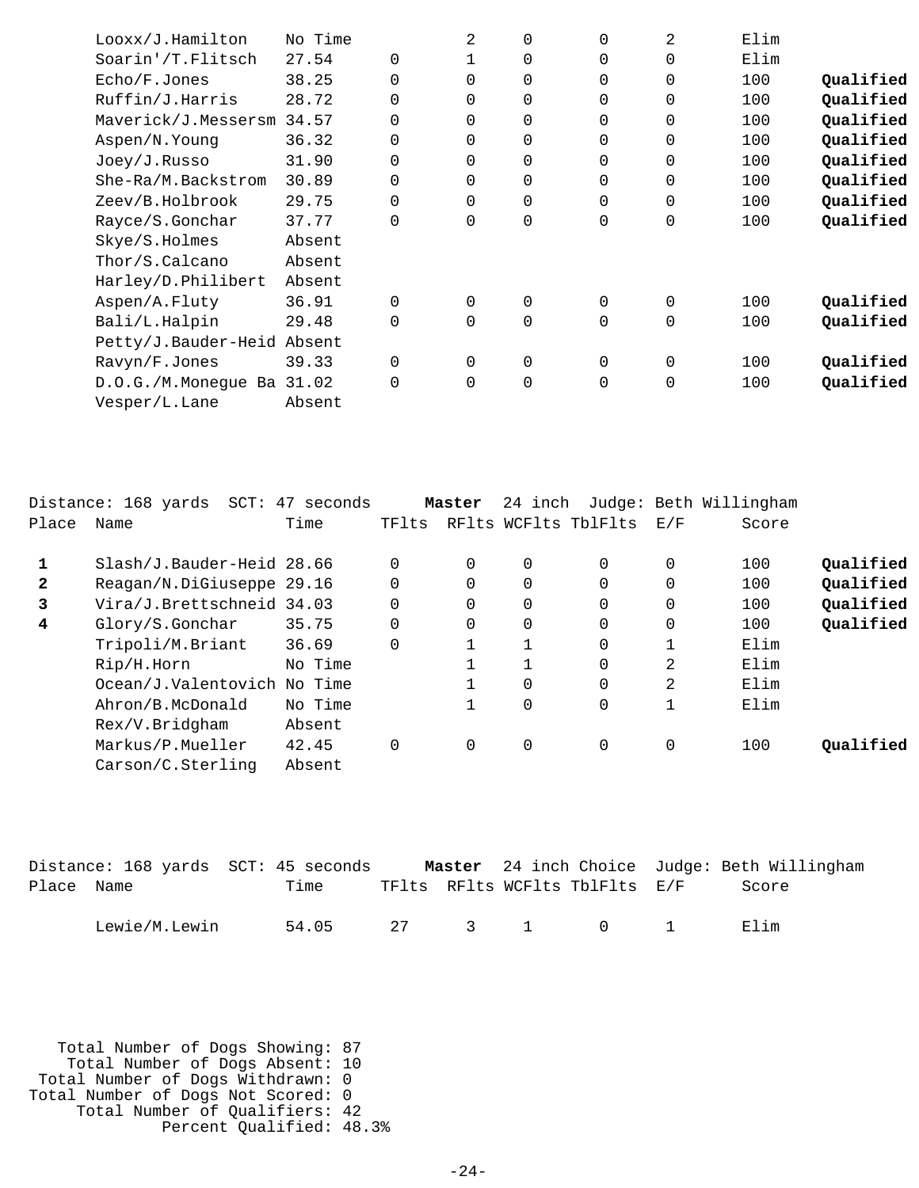| Place | Name | Time | TFlts | RFlts | WCFlts | TblFlts | E/F | Score | |
|---|---|---|---|---|---|---|---|---|---|
| | Looxx/J.Hamilton | No Time | | 2 | 0 | 0 | 2 | Elim | |
| | Soarin'/T.Flitsch | 27.54 | 0 | 1 | 0 | 0 | 0 | Elim | |
| | Echo/F.Jones | 38.25 | 0 | 0 | 0 | 0 | 0 | 100 | **Qualified** |
| | Ruffin/J.Harris | 28.72 | 0 | 0 | 0 | 0 | 0 | 100 | **Qualified** |
| | Maverick/J.Messersm | 34.57 | 0 | 0 | 0 | 0 | 0 | 100 | **Qualified** |
| | Aspen/N.Young | 36.32 | 0 | 0 | 0 | 0 | 0 | 100 | **Qualified** |
| | Joey/J.Russo | 31.90 | 0 | 0 | 0 | 0 | 0 | 100 | **Qualified** |
| | She-Ra/M.Backstrom | 30.89 | 0 | 0 | 0 | 0 | 0 | 100 | **Qualified** |
| | Zeev/B.Holbrook | 29.75 | 0 | 0 | 0 | 0 | 0 | 100 | **Qualified** |
| | Rayce/S.Gonchar | 37.77 | 0 | 0 | 0 | 0 | 0 | 100 | **Qualified** |
| | Skye/S.Holmes | Absent | | | | | | | |
| | Thor/S.Calcano | Absent | | | | | | | |
| | Harley/D.Philibert | Absent | | | | | | | |
| | Aspen/A.Fluty | 36.91 | 0 | 0 | 0 | 0 | 0 | 100 | **Qualified** |
| | Bali/L.Halpin | 29.48 | 0 | 0 | 0 | 0 | 0 | 100 | **Qualified** |
| | Petty/J.Bauder-Heid | Absent | | | | | | | |
| | Ravyn/F.Jones | 39.33 | 0 | 0 | 0 | 0 | 0 | 100 | **Qualified** |
| | D.O.G./M.Monegue Ba | 31.02 | 0 | 0 | 0 | 0 | 0 | 100 | **Qualified** |
| | Vesper/L.Lane | Absent | | | | | | | |

Distance: 168 yards SCT: 47 seconds **Master** 24 inch Judge: Beth Willingham

| Place | Name | Time | TFlts | RFlts | WCFlts | TblFlts | E/F | Score | |
|---|---|---|---|---|---|---|---|---|---|
| **1** | Slash/J.Bauder-Heid | 28.66 | 0 | 0 | 0 | 0 | 0 | 100 | **Qualified** |
| **2** | Reagan/N.DiGiuseppe | 29.16 | 0 | 0 | 0 | 0 | 0 | 100 | **Qualified** |
| **3** | Vira/J.Brettschneid | 34.03 | 0 | 0 | 0 | 0 | 0 | 100 | **Qualified** |
| **4** | Glory/S.Gonchar | 35.75 | 0 | 0 | 0 | 0 | 0 | 100 | **Qualified** |
| | Tripoli/M.Briant | 36.69 | 0 | 1 | 1 | 0 | 1 | Elim | |
| | Rip/H.Horn | No Time | | 1 | 1 | 0 | 2 | Elim | |
| | Ocean/J.Valentovich | No Time | | 1 | 0 | 0 | 2 | Elim | |
| | Ahron/B.McDonald | No Time | | 1 | 0 | 0 | 1 | Elim | |
| | Rex/V.Bridgham | Absent | | | | | | | |
| | Markus/P.Mueller | 42.45 | 0 | 0 | 0 | 0 | 0 | 100 | **Qualified** |
| | Carson/C.Sterling | Absent | | | | | | | |

Distance: 168 yards SCT: 45 seconds **Master** 24 inch Choice Judge: Beth Willingham

| Place | Name | Time | TFlts | RFlts | WCFlts | TblFlts | E/F | Score |
|---|---|---|---|---|---|---|---|---|
| | Lewie/M.Lewin | 54.05 | 27 | 3 | 1 | 0 | 1 | Elim |

Total Number of Dogs Showing: 87
Total Number of Dogs Absent: 10
Total Number of Dogs Withdrawn: 0
Total Number of Dogs Not Scored: 0
Total Number of Qualifiers: 42
Percent Qualified: 48.3%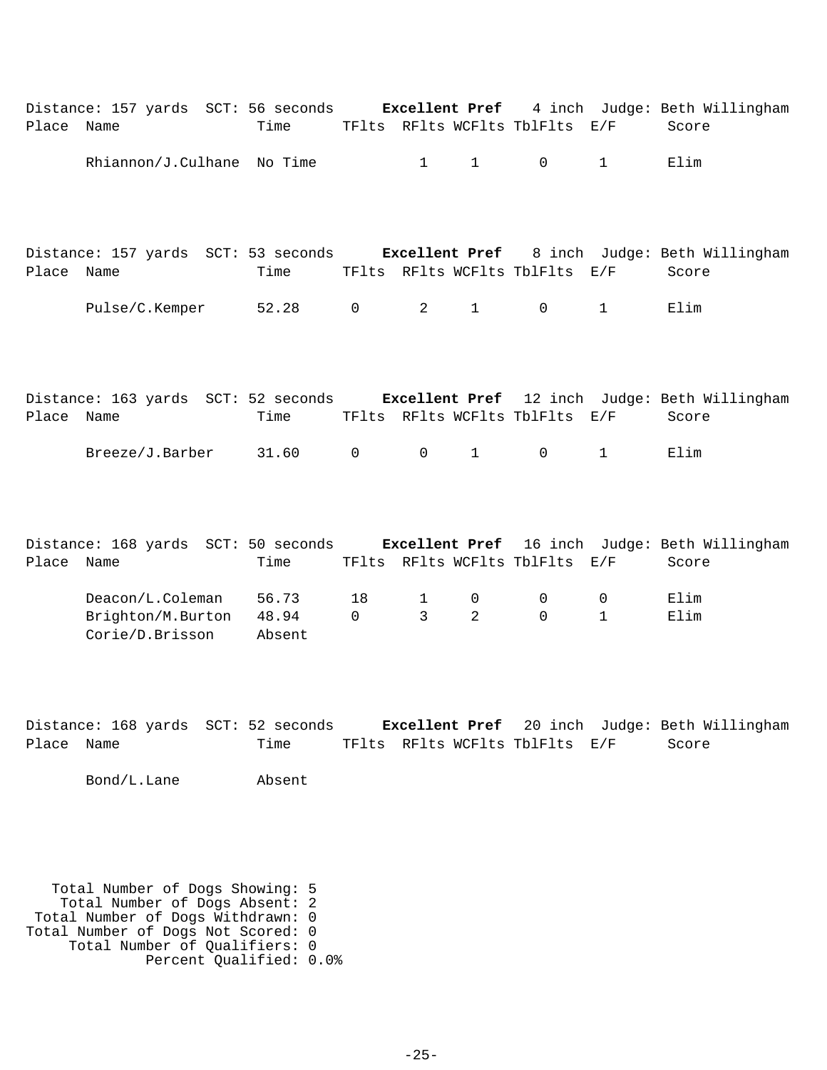Distance: 157 yards SCT: 56 seconds **Excellent Pref** 4 inch Judge: Beth Willingham

| Place | Name | Time | TFlts | RFlts | WCFlts | TblFlts | E/F | Score |
|---|---|---|---|---|---|---|---|---|
| | Rhiannon/J.Culhane | No Time | | 1 | 1 | 0 | 1 | Elim |

Distance: 157 yards SCT: 53 seconds **Excellent Pref** 8 inch Judge: Beth Willingham

| Place | Name | Time | TFlts | RFlts | WCFlts | TblFlts | E/F | Score |
|---|---|---|---|---|---|---|---|---|
| | Pulse/C.Kemper | 52.28 | 0 | 2 | 1 | 0 | 1 | Elim |

Distance: 163 yards SCT: 52 seconds **Excellent Pref** 12 inch Judge: Beth Willingham

| Place | Name | Time | TFlts | RFlts | WCFlts | TblFlts | E/F | Score |
|---|---|---|---|---|---|---|---|---|
| | Breeze/J.Barber | 31.60 | 0 | 0 | 1 | 0 | 1 | Elim |

Distance: 168 yards SCT: 50 seconds **Excellent Pref** 16 inch Judge: Beth Willingham

| Place | Name | Time | TFlts | RFlts | WCFlts | TblFlts | E/F | Score |
|---|---|---|---|---|---|---|---|---|
| | Deacon/L.Coleman | 56.73 | 18 | 1 | 0 | 0 | 0 | Elim |
| | Brighton/M.Burton | 48.94 | 0 | 3 | 2 | 0 | 1 | Elim |
| | Corie/D.Brisson | Absent | | | | | | |

Distance: 168 yards SCT: 52 seconds **Excellent Pref** 20 inch Judge: Beth Willingham

| Place | Name | Time | TFlts | RFlts | WCFlts | TblFlts | E/F | Score |
|---|---|---|---|---|---|---|---|---|
| | Bond/L.Lane | Absent | | | | | | |

Total Number of Dogs Showing: 5
Total Number of Dogs Absent: 2
Total Number of Dogs Withdrawn: 0
Total Number of Dogs Not Scored: 0
Total Number of Qualifiers: 0
Percent Qualified: 0.0%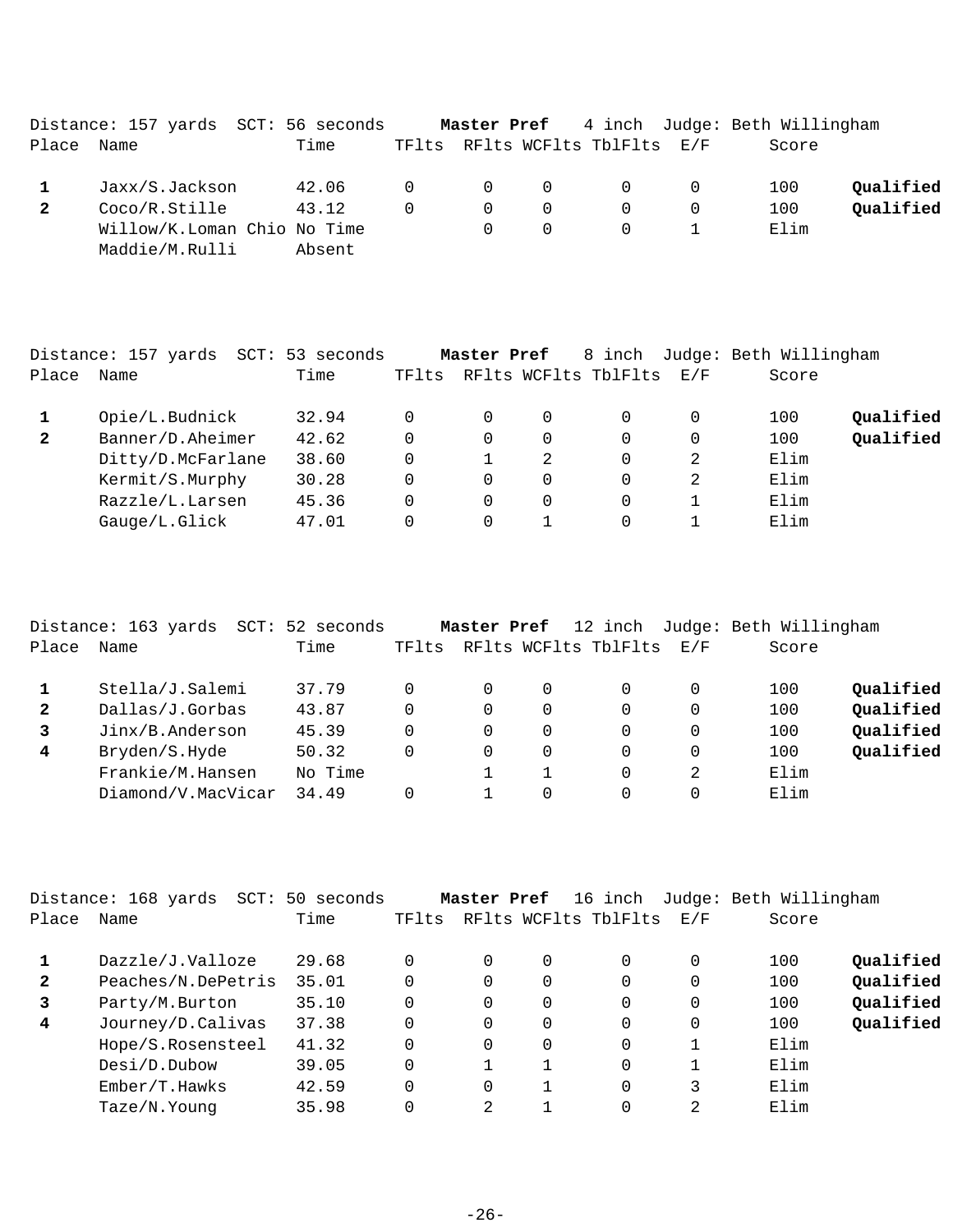Distance: 157 yards SCT: 56 seconds **Master Pref** 4 inch Judge: Beth Willingham

| Place | Name | Time | TFlts | RFlts | WCFlts | TblFlts | E/F | Score | |
|---|---|---|---|---|---|---|---|---|---|
| **1** | Jaxx/S.Jackson | 42.06 | 0 | 0 | 0 | 0 | 0 | 100 | **Qualified** |
| **2** | Coco/R.Stille | 43.12 | 0 | 0 | 0 | 0 | 0 | 100 | **Qualified** |
| | Willow/K.Loman Chio | No Time | | 0 | 0 | 0 | 1 | Elim | |
| | Maddie/M.Rulli | Absent | | | | | | | |

Distance: 157 yards SCT: 53 seconds **Master Pref** 8 inch Judge: Beth Willingham

| Place | Name | Time | TFlts | RFlts | WCFlts | TblFlts | E/F | Score | |
|---|---|---|---|---|---|---|---|---|---|
| **1** | Opie/L.Budnick | 32.94 | 0 | 0 | 0 | 0 | 0 | 100 | **Qualified** |
| **2** | Banner/D.Aheimer | 42.62 | 0 | 0 | 0 | 0 | 0 | 100 | **Qualified** |
| | Ditty/D.McFarlane | 38.60 | 0 | 1 | 2 | 0 | 2 | Elim | |
| | Kermit/S.Murphy | 30.28 | 0 | 0 | 0 | 0 | 2 | Elim | |
| | Razzle/L.Larsen | 45.36 | 0 | 0 | 0 | 0 | 1 | Elim | |
| | Gauge/L.Glick | 47.01 | 0 | 0 | 1 | 0 | 1 | Elim | |

Distance: 163 yards SCT: 52 seconds **Master Pref** 12 inch Judge: Beth Willingham

| Place | Name | Time | TFlts | RFlts | WCFlts | TblFlts | E/F | Score | |
|---|---|---|---|---|---|---|---|---|---|
| **1** | Stella/J.Salemi | 37.79 | 0 | 0 | 0 | 0 | 0 | 100 | **Qualified** |
| **2** | Dallas/J.Gorbas | 43.87 | 0 | 0 | 0 | 0 | 0 | 100 | **Qualified** |
| **3** | Jinx/B.Anderson | 45.39 | 0 | 0 | 0 | 0 | 0 | 100 | **Qualified** |
| **4** | Bryden/S.Hyde | 50.32 | 0 | 0 | 0 | 0 | 0 | 100 | **Qualified** |
| | Frankie/M.Hansen | No Time | | 1 | 1 | 0 | 2 | Elim | |
| | Diamond/V.MacVicar | 34.49 | 0 | 1 | 0 | 0 | 0 | Elim | |

Distance: 168 yards SCT: 50 seconds **Master Pref** 16 inch Judge: Beth Willingham

| Place | Name | Time | TFlts | RFlts | WCFlts | TblFlts | E/F | Score | |
|---|---|---|---|---|---|---|---|---|---|
| **1** | Dazzle/J.Valloze | 29.68 | 0 | 0 | 0 | 0 | 0 | 100 | **Qualified** |
| **2** | Peaches/N.DePetris | 35.01 | 0 | 0 | 0 | 0 | 0 | 100 | **Qualified** |
| **3** | Party/M.Burton | 35.10 | 0 | 0 | 0 | 0 | 0 | 100 | **Qualified** |
| **4** | Journey/D.Calivas | 37.38 | 0 | 0 | 0 | 0 | 0 | 100 | **Qualified** |
| | Hope/S.Rosensteel | 41.32 | 0 | 0 | 0 | 0 | 1 | Elim | |
| | Desi/D.Dubow | 39.05 | 0 | 1 | 1 | 0 | 1 | Elim | |
| | Ember/T.Hawks | 42.59 | 0 | 0 | 1 | 0 | 3 | Elim | |
| | Taze/N.Young | 35.98 | 0 | 2 | 1 | 0 | 2 | Elim | |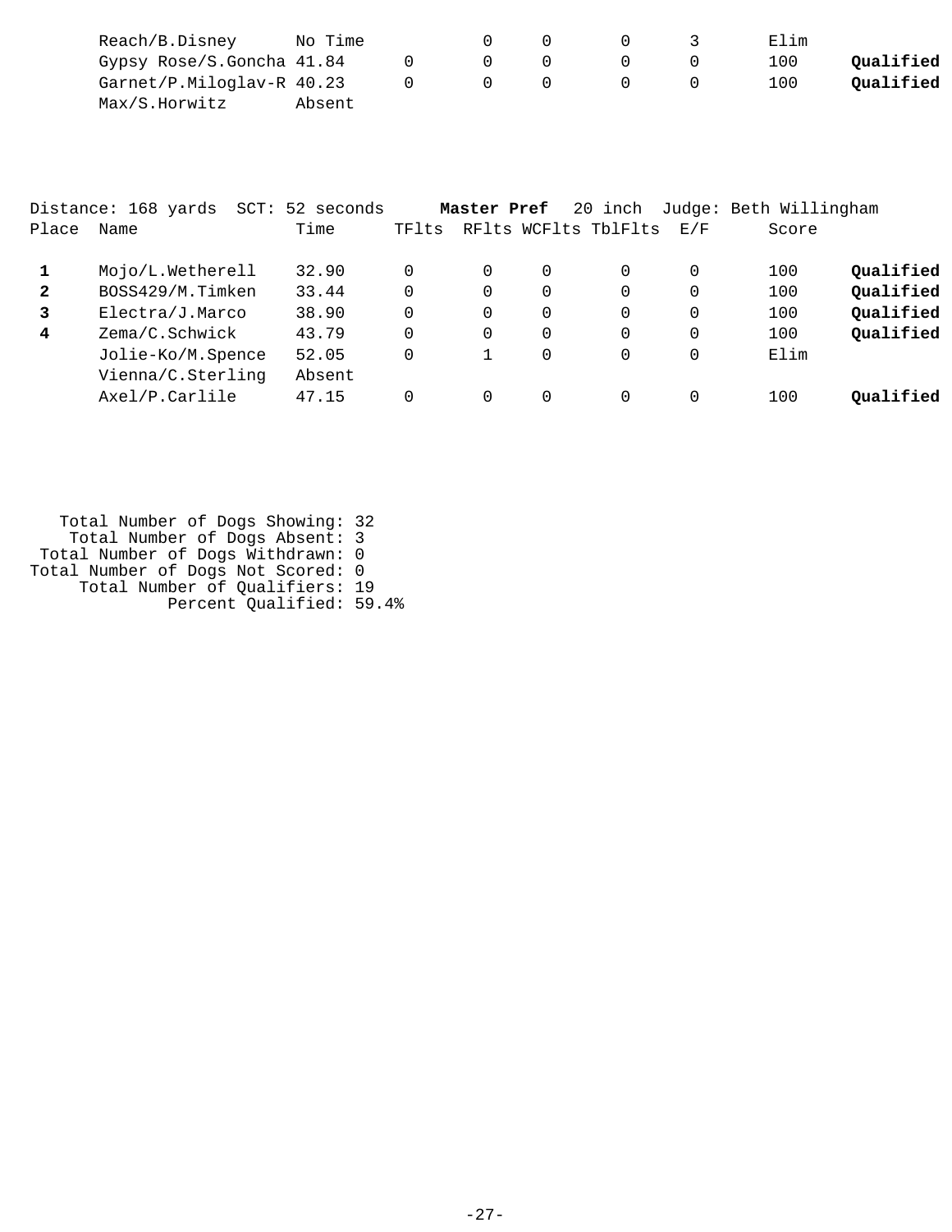| Place | Name | Time | TFlts | RFlts | WCFlts | TblFlts | E/F | Score | |
|---|---|---|---|---|---|---|---|---|---|
| | Reach/B.Disney | No Time | | 0 | 0 | 0 | 3 | Elim | |
| | Gypsy Rose/S.Goncha | 41.84 | 0 | 0 | 0 | 0 | 0 | 100 | **Qualified** |
| | Garnet/P.Miloglav-R | 40.23 | 0 | 0 | 0 | 0 | 0 | 100 | **Qualified** |
| | Max/S.Horwitz | Absent | | | | | | | |

Distance: 168 yards SCT: 52 seconds **Master Pref** 20 inch Judge: Beth Willingham

| Place | Name | Time | TFlts | RFlts | WCFlts | TblFlts | E/F | Score | |
|---|---|---|---|---|---|---|---|---|---|
| **1** | Mojo/L.Wetherell | 32.90 | 0 | 0 | 0 | 0 | 0 | 100 | **Qualified** |
| **2** | BOSS429/M.Timken | 33.44 | 0 | 0 | 0 | 0 | 0 | 100 | **Qualified** |
| **3** | Electra/J.Marco | 38.90 | 0 | 0 | 0 | 0 | 0 | 100 | **Qualified** |
| **4** | Zema/C.Schwick | 43.79 | 0 | 0 | 0 | 0 | 0 | 100 | **Qualified** |
| | Jolie-Ko/M.Spence | 52.05 | 0 | 1 | 0 | 0 | 0 | Elim | |
| | Vienna/C.Sterling | Absent | | | | | | | |
| | Axel/P.Carlile | 47.15 | 0 | 0 | 0 | 0 | 0 | 100 | **Qualified** |

Total Number of Dogs Showing: 32
Total Number of Dogs Absent: 3
Total Number of Dogs Withdrawn: 0
Total Number of Dogs Not Scored: 0
Total Number of Qualifiers: 19
Percent Qualified: 59.4%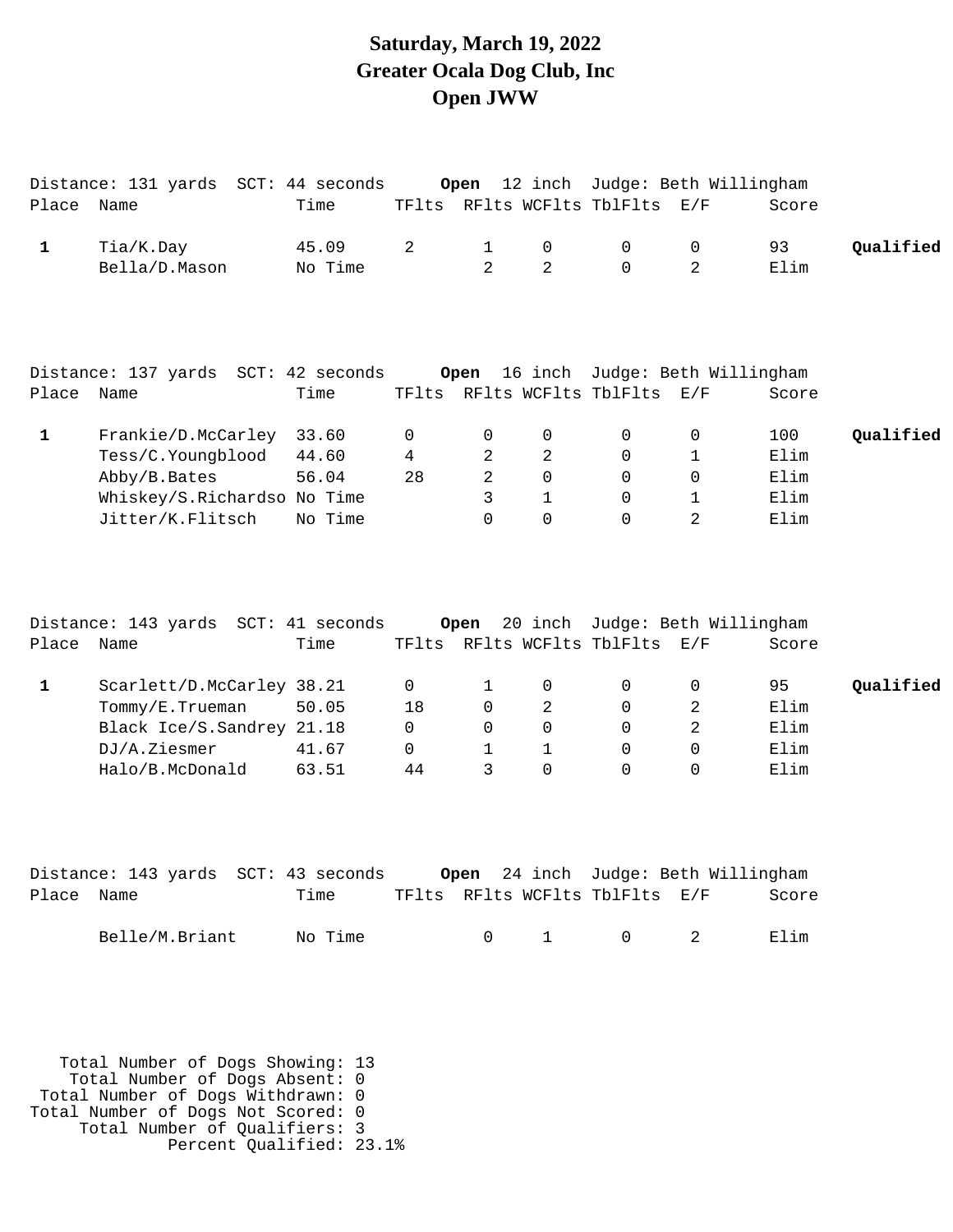# Saturday, March 19, 2022
# Greater Ocala Dog Club, Inc
# Open JWW

Distance: 131 yards SCT: 44 seconds **Open** 12 inch Judge: Beth Willingham

| Place | Name | Time | TFlts | RFlts | WCFlts | TblFlts | E/F | Score | |
|---|---|---|---|---|---|---|---|---|---|
| **1** | Tia/K.Day | 45.09 | 2 | 1 | 0 | 0 | 0 | 93 | **Qualified** |
| | Bella/D.Mason | No Time | | 2 | 2 | 0 | 2 | Elim | |

Distance: 137 yards SCT: 42 seconds **Open** 16 inch Judge: Beth Willingham

| Place | Name | Time | TFlts | RFlts | WCFlts | TblFlts | E/F | Score | |
|---|---|---|---|---|---|---|---|---|---|
| **1** | Frankie/D.McCarley | 33.60 | 0 | 0 | 0 | 0 | 0 | 100 | **Qualified** |
| | Tess/C.Youngblood | 44.60 | 4 | 2 | 2 | 0 | 1 | Elim | |
| | Abby/B.Bates | 56.04 | 28 | 2 | 0 | 0 | 0 | Elim | |
| | Whiskey/S.Richardso | No Time | | 3 | 1 | 0 | 1 | Elim | |
| | Jitter/K.Flitsch | No Time | | 0 | 0 | 0 | 2 | Elim | |

Distance: 143 yards SCT: 41 seconds **Open** 20 inch Judge: Beth Willingham

| Place | Name | Time | TFlts | RFlts | WCFlts | TblFlts | E/F | Score | |
|---|---|---|---|---|---|---|---|---|---|
| **1** | Scarlett/D.McCarley | 38.21 | 0 | 1 | 0 | 0 | 0 | 95 | **Qualified** |
| | Tommy/E.Trueman | 50.05 | 18 | 0 | 2 | 0 | 2 | Elim | |
| | Black Ice/S.Sandrey | 21.18 | 0 | 0 | 0 | 0 | 2 | Elim | |
| | DJ/A.Ziesmer | 41.67 | 0 | 1 | 1 | 0 | 0 | Elim | |
| | Halo/B.McDonald | 63.51 | 44 | 3 | 0 | 0 | 0 | Elim | |

Distance: 143 yards SCT: 43 seconds **Open** 24 inch Judge: Beth Willingham

| Place | Name | Time | TFlts | RFlts | WCFlts | TblFlts | E/F | Score |
|---|---|---|---|---|---|---|---|---|
| | Belle/M.Briant | No Time | | 0 | 1 | 0 | 2 | Elim |

Total Number of Dogs Showing: 13
Total Number of Dogs Absent: 0
Total Number of Dogs Withdrawn: 0
Total Number of Dogs Not Scored: 0
Total Number of Qualifiers: 3
Percent Qualified: 23.1%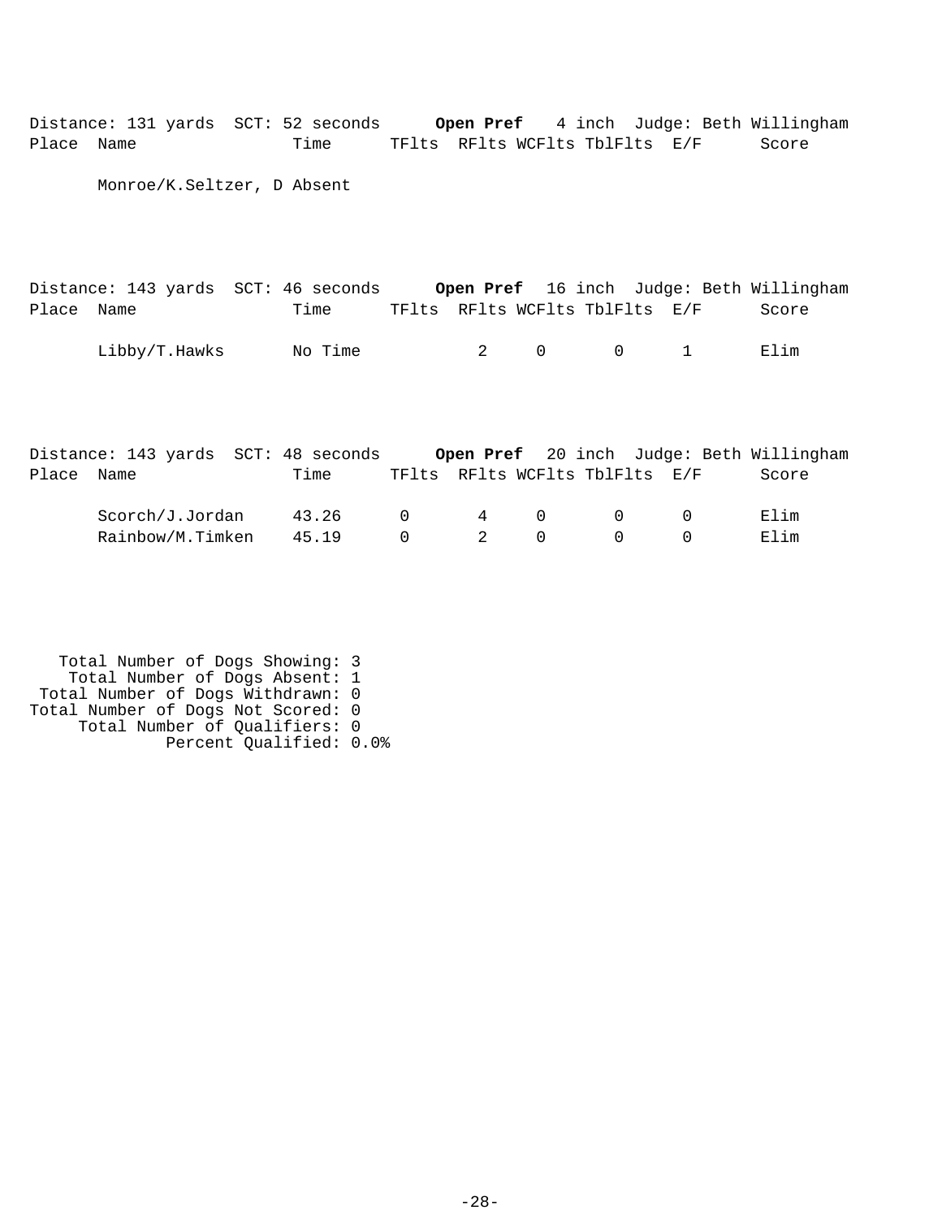Distance: 131 yards SCT: 52 seconds **Open Pref** 4 inch Judge: Beth Willingham

| Place | Name | Time | TFlts | RFlts | WCFlts | TblFlts | E/F | Score |
|---|---|---|---|---|---|---|---|---|
| | Monroe/K.Seltzer, D Absent | | | | | | | |

Distance: 143 yards SCT: 46 seconds **Open Pref** 16 inch Judge: Beth Willingham

| Place | Name | Time | TFlts | RFlts | WCFlts | TblFlts | E/F | Score |
|---|---|---|---|---|---|---|---|---|
| | Libby/T.Hawks | No Time | | 2 | 0 | 0 | 1 | Elim |

Distance: 143 yards SCT: 48 seconds **Open Pref** 20 inch Judge: Beth Willingham

| Place | Name | Time | TFlts | RFlts | WCFlts | TblFlts | E/F | Score |
|---|---|---|---|---|---|---|---|---|
| | Scorch/J.Jordan | 43.26 | 0 | 4 | 0 | 0 | 0 | Elim |
| | Rainbow/M.Timken | 45.19 | 0 | 2 | 0 | 0 | 0 | Elim |

Total Number of Dogs Showing: 3
Total Number of Dogs Absent: 1
Total Number of Dogs Withdrawn: 0
Total Number of Dogs Not Scored: 0
Total Number of Qualifiers: 0
Percent Qualified: 0.0%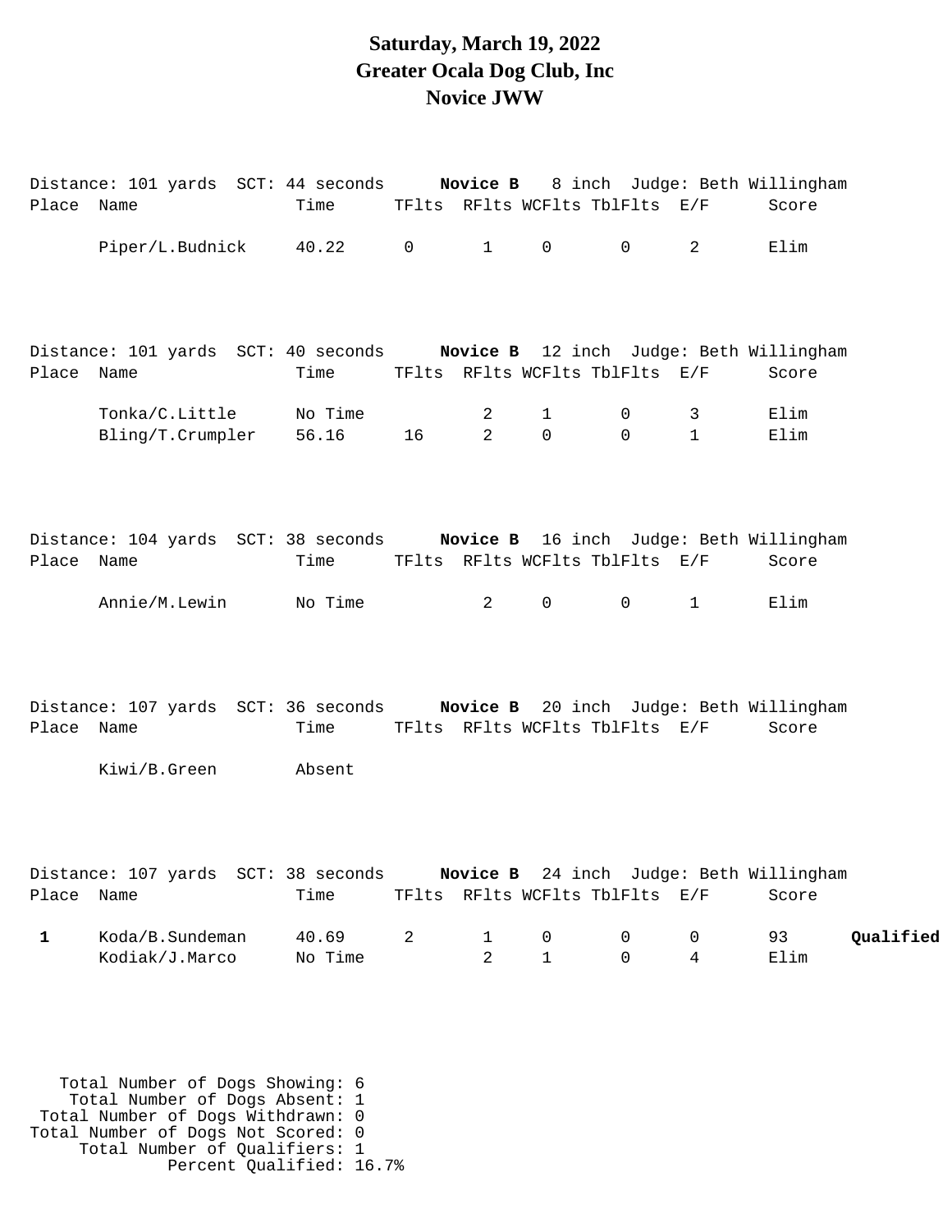# Saturday, March 19, 2022
# Greater Ocala Dog Club, Inc
# Novice JWW

Distance: 101 yards SCT: 44 seconds **Novice B** 8 inch Judge: Beth Willingham

| Place | Name | Time | TFlts | RFlts | WCFlts | TblFlts | E/F | Score | |
|---|---|---|---|---|---|---|---|---|---|
| | Piper/L.Budnick | 40.22 | 0 | 1 | 0 | 0 | 2 | Elim | |

Distance: 101 yards SCT: 40 seconds **Novice B** 12 inch Judge: Beth Willingham

| Place | Name | Time | TFlts | RFlts | WCFlts | TblFlts | E/F | Score | |
|---|---|---|---|---|---|---|---|---|---|
| | Tonka/C.Little | No Time | | 2 | 1 | 0 | 3 | Elim | |
| | Bling/T.Crumpler | 56.16 | 16 | 2 | 0 | 0 | 1 | Elim | |

Distance: 104 yards SCT: 38 seconds **Novice B** 16 inch Judge: Beth Willingham

| Place | Name | Time | TFlts | RFlts | WCFlts | TblFlts | E/F | Score | |
|---|---|---|---|---|---|---|---|---|---|
| | Annie/M.Lewin | No Time | | 2 | 0 | 0 | 1 | Elim | |

Distance: 107 yards SCT: 36 seconds **Novice B** 20 inch Judge: Beth Willingham

| Place | Name | Time | TFlts | RFlts | WCFlts | TblFlts | E/F | Score | |
|---|---|---|---|---|---|---|---|---|---|
| | Kiwi/B.Green | Absent | | | | | | | |

Distance: 107 yards SCT: 38 seconds **Novice B** 24 inch Judge: Beth Willingham

| Place | Name | Time | TFlts | RFlts | WCFlts | TblFlts | E/F | Score | |
|---|---|---|---|---|---|---|---|---|---|
| **1** | Koda/B.Sundeman | 40.69 | 2 | 1 | 0 | 0 | 0 | 93 | **Qualified** |
| | Kodiak/J.Marco | No Time | | 2 | 1 | 0 | 4 | Elim | |

Total Number of Dogs Showing: 6
Total Number of Dogs Absent: 1
Total Number of Dogs Withdrawn: 0
Total Number of Dogs Not Scored: 0
Total Number of Qualifiers: 1
Percent Qualified: 16.7%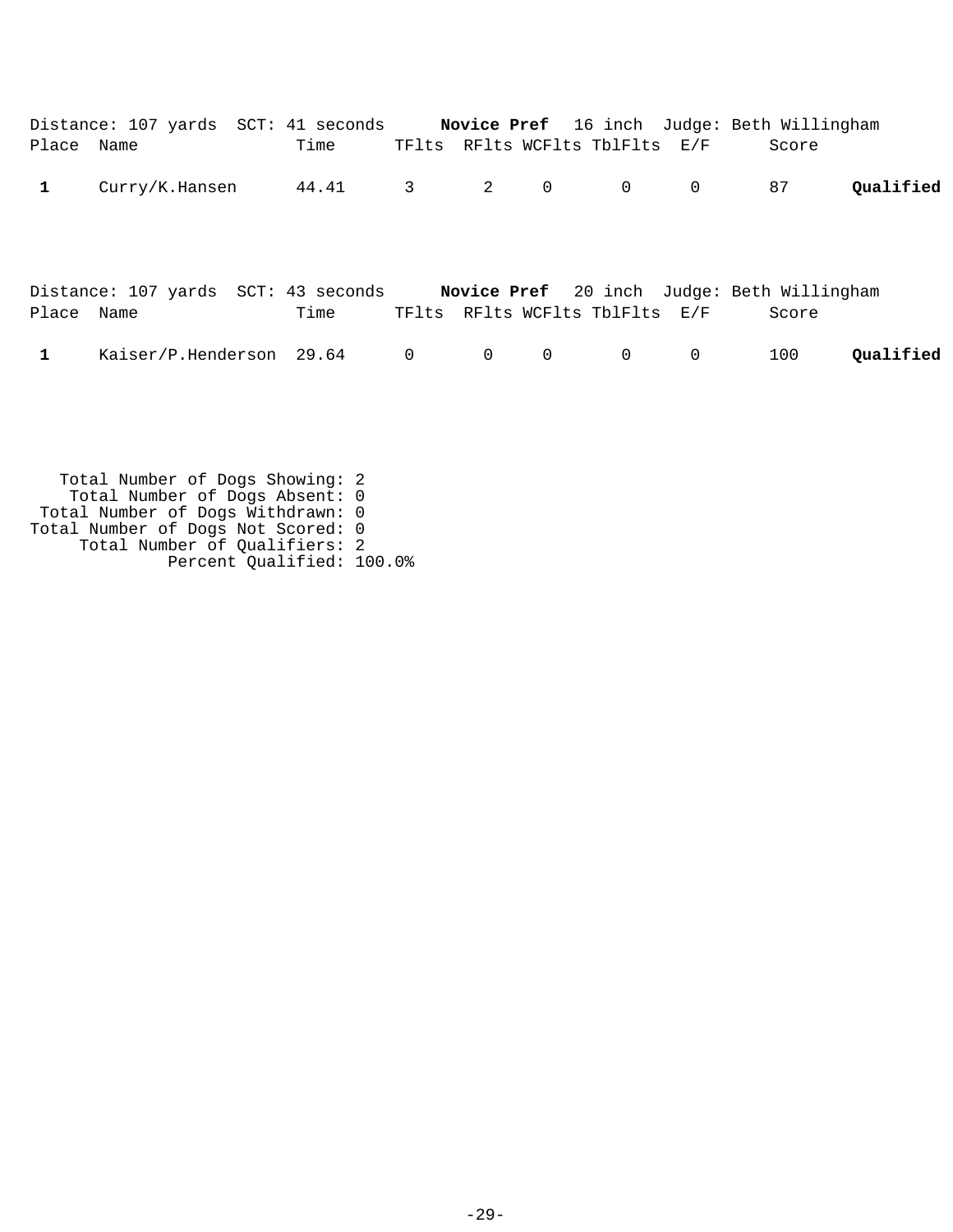Distance: 107 yards  SCT: 41 seconds  **Novice Pref**  16 inch  Judge: Beth Willingham

| Place | Name | Time | TFlts | RFlts | WCFlts | TblFlts | E/F | Score | |
|---|---|---|---|---|---|---|---|---|---|
| **1** | Curry/K.Hansen | 44.41 | 3 | 2 | 0 | 0 | 0 | 87 | **Qualified** |

Distance: 107 yards  SCT: 43 seconds  **Novice Pref**  20 inch  Judge: Beth Willingham

| Place | Name | Time | TFlts | RFlts | WCFlts | TblFlts | E/F | Score | |
|---|---|---|---|---|---|---|---|---|---|
| **1** | Kaiser/P.Henderson | 29.64 | 0 | 0 | 0 | 0 | 0 | 100 | **Qualified** |

Total Number of Dogs Showing: 2
Total Number of Dogs Absent: 0
Total Number of Dogs Withdrawn: 0
Total Number of Dogs Not Scored: 0
Total Number of Qualifiers: 2
Percent Qualified: 100.0%